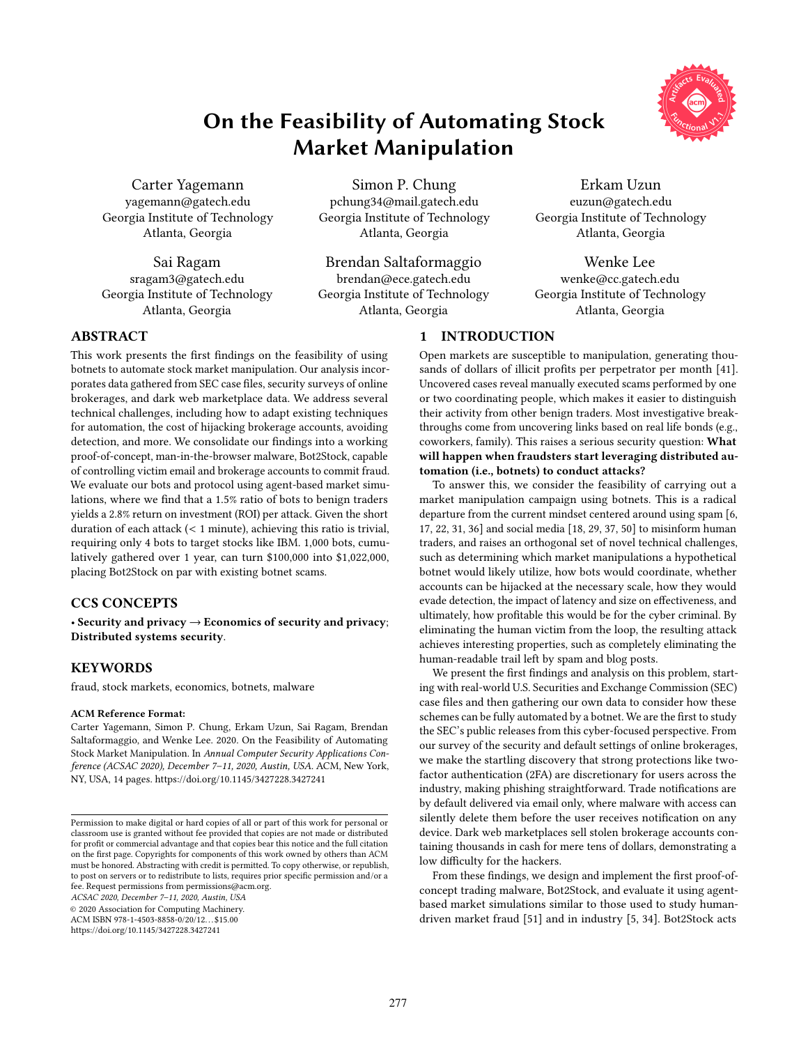# On the Feasibility of Automating Stock Market Manipulation

Carter Yagemann
yagemann@gatech.edu
Georgia Institute of Technology
Atlanta, Georgia

Simon P. Chung
pchung34@mail.gatech.edu
Georgia Institute of Technology
Atlanta, Georgia

Erkam Uzun
euzun@gatech.edu
Georgia Institute of Technology
Atlanta, Georgia

Sai Ragam
sragam3@gatech.edu
Georgia Institute of Technology
Atlanta, Georgia

Brendan Saltaformaggio
brendan@ece.gatech.edu
Georgia Institute of Technology
Atlanta, Georgia

Wenke Lee
wenke@cc.gatech.edu
Georgia Institute of Technology
Atlanta, Georgia

## ABSTRACT

This work presents the first findings on the feasibility of using botnets to automate stock market manipulation. Our analysis incorporates data gathered from SEC case files, security surveys of online brokerages, and dark web marketplace data. We address several technical challenges, including how to adapt existing techniques for automation, the cost of hijacking brokerage accounts, avoiding detection, and more. We consolidate our findings into a working proof-of-concept, man-in-the-browser malware, Bot2Stock, capable of controlling victim email and brokerage accounts to commit fraud. We evaluate our bots and protocol using agent-based market simulations, where we find that a 1.5% ratio of bots to benign traders yields a 2.8% return on investment (ROI) per attack. Given the short duration of each attack (< 1 minute), achieving this ratio is trivial, requiring only 4 bots to target stocks like IBM. 1,000 bots, cumulatively gathered over 1 year, can turn $100,000 into $1,022,000, placing Bot2Stock on par with existing botnet scams.

## CCS CONCEPTS

• **Security and privacy** → **Economics of security and privacy**; **Distributed systems security**.

## KEYWORDS

fraud, stock markets, economics, botnets, malware

**ACM Reference Format:**
Carter Yagemann, Simon P. Chung, Erkam Uzun, Sai Ragam, Brendan Saltaformaggio, and Wenke Lee. 2020. On the Feasibility of Automating Stock Market Manipulation. In *Annual Computer Security Applications Conference (ACSAC 2020), December 7–11, 2020, Austin, USA.* ACM, New York, NY, USA, 14 pages. https://doi.org/10.1145/3427228.3427241

Permission to make digital or hard copies of all or part of this work for personal or classroom use is granted without fee provided that copies are not made or distributed for profit or commercial advantage and that copies bear this notice and the full citation on the first page. Copyrights for components of this work owned by others than ACM must be honored. Abstracting with credit is permitted. To copy otherwise, or republish, to post on servers or to redistribute to lists, requires prior specific permission and/or a fee. Request permissions from permissions@acm.org.
*ACSAC 2020, December 7–11, 2020, Austin, USA*
© 2020 Association for Computing Machinery.
ACM ISBN 978-1-4503-8858-0/20/12...$15.00
https://doi.org/10.1145/3427228.3427241

## 1 INTRODUCTION

Open markets are susceptible to manipulation, generating thousands of dollars of illicit profits per perpetrator per month [41]. Uncovered cases reveal manually executed scams performed by one or two coordinating people, which makes it easier to distinguish their activity from other benign traders. Most investigative breakthroughs come from uncovering links based on real life bonds (e.g., coworkers, family). This raises a serious security question: **What will happen when fraudsters start leveraging distributed automation (i.e., botnets) to conduct attacks?**

To answer this, we consider the feasibility of carrying out a market manipulation campaign using botnets. This is a radical departure from the current mindset centered around using spam [6, 17, 22, 31, 36] and social media [18, 29, 37, 50] to misinform human traders, and raises an orthogonal set of novel technical challenges, such as determining which market manipulations a hypothetical botnet would likely utilize, how bots would coordinate, whether accounts can be hijacked at the necessary scale, how they would evade detection, the impact of latency and size on effectiveness, and ultimately, how profitable this would be for the cyber criminal. By eliminating the human from the loop, the resulting attack achieves interesting properties, such as completely eliminating the human-readable trail left by spam and blog posts.

We present the first findings and analysis on this problem, starting with real-world U.S. Securities and Exchange Commission (SEC) case files and then gathering our own data to consider how these schemes can be fully automated by a botnet. We are the first to study the SEC's public releases from this cyber-focused perspective. From our survey of the security and default settings of online brokerages, we make the startling discovery that strong protections like two-factor authentication (2FA) are discretionary for users across the industry, making phishing straightforward. Trade notifications are by default delivered via email only, where malware with access can silently delete them before the user receives notification on any device. Dark web marketplaces sell stolen brokerage accounts containing thousands in cash for mere tens of dollars, demonstrating a low difficulty for the hackers.

From these findings, we design and implement the first proof-of-concept trading malware, Bot2Stock, and evaluate it using agent-based market simulations similar to those used to study human-driven market fraud [51] and in industry [5, 34]. Bot2Stock acts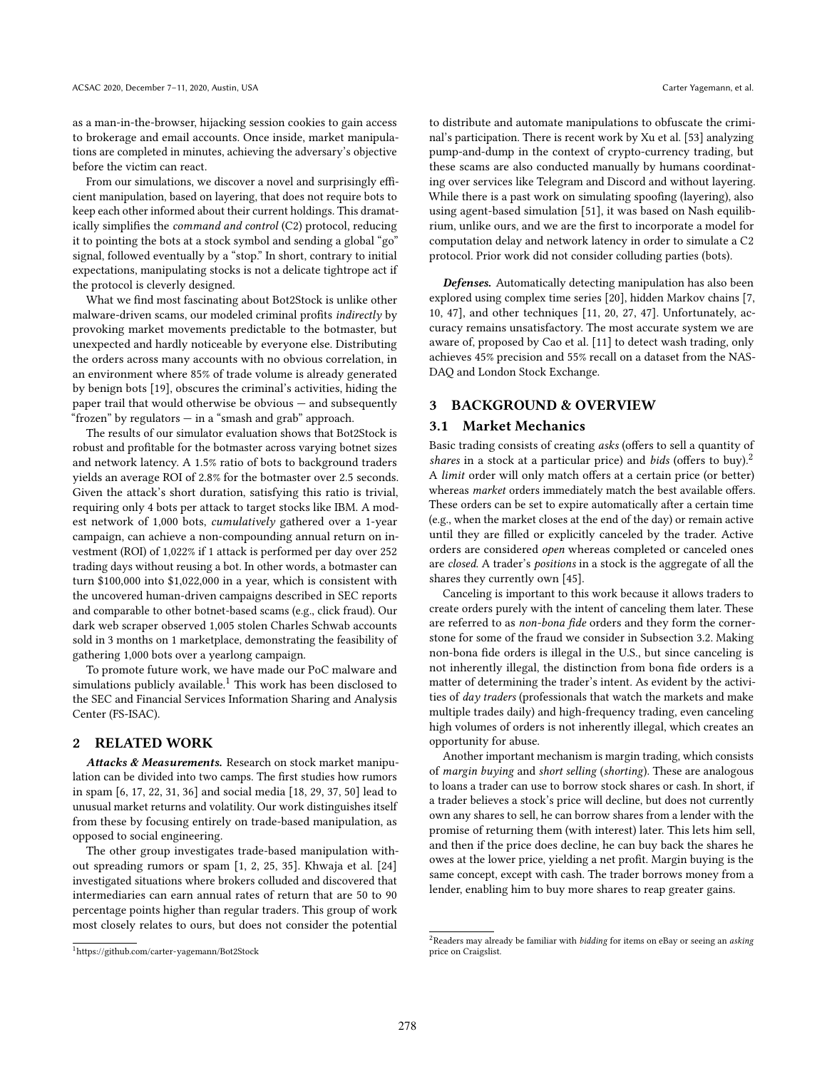as a man-in-the-browser, hijacking session cookies to gain access to brokerage and email accounts. Once inside, market manipulations are completed in minutes, achieving the adversary's objective before the victim can react.

From our simulations, we discover a novel and surprisingly efficient manipulation, based on layering, that does not require bots to keep each other informed about their current holdings. This dramatically simplifies the *command and control* (C2) protocol, reducing it to pointing the bots at a stock symbol and sending a global "go" signal, followed eventually by a "stop." In short, contrary to initial expectations, manipulating stocks is not a delicate tightrope act if the protocol is cleverly designed.

What we find most fascinating about Bot2Stock is unlike other malware-driven scams, our modeled criminal profits *indirectly* by provoking market movements predictable to the botmaster, but unexpected and hardly noticeable by everyone else. Distributing the orders across many accounts with no obvious correlation, in an environment where 85% of trade volume is already generated by benign bots [19], obscures the criminal's activities, hiding the paper trail that would otherwise be obvious — and subsequently "frozen" by regulators — in a "smash and grab" approach.

The results of our simulator evaluation shows that Bot2Stock is robust and profitable for the botmaster across varying botnet sizes and network latency. A 1.5% ratio of bots to background traders yields an average ROI of 2.8% for the botmaster over 2.5 seconds. Given the attack's short duration, satisfying this ratio is trivial, requiring only 4 bots per attack to target stocks like IBM. A modest network of 1,000 bots, *cumulatively* gathered over a 1-year campaign, can achieve a non-compounding annual return on investment (ROI) of 1,022% if 1 attack is performed per day over 252 trading days without reusing a bot. In other words, a botmaster can turn \$100,000 into \$1,022,000 in a year, which is consistent with the uncovered human-driven campaigns described in SEC reports and comparable to other botnet-based scams (e.g., click fraud). Our dark web scraper observed 1,005 stolen Charles Schwab accounts sold in 3 months on 1 marketplace, demonstrating the feasibility of gathering 1,000 bots over a yearlong campaign.

To promote future work, we have made our PoC malware and simulations publicly available.[1] This work has been disclosed to the SEC and Financial Services Information Sharing and Analysis Center (FS-ISAC).

## 2 RELATED WORK

***Attacks & Measurements.*** Research on stock market manipulation can be divided into two camps. The first studies how rumors in spam [6, 17, 22, 31, 36] and social media [18, 29, 37, 50] lead to unusual market returns and volatility. Our work distinguishes itself from these by focusing entirely on trade-based manipulation, as opposed to social engineering.

The other group investigates trade-based manipulation without spreading rumors or spam [1, 2, 25, 35]. Khwaja et al. [24] investigated situations where brokers colluded and discovered that intermediaries can earn annual rates of return that are 50 to 90 percentage points higher than regular traders. This group of work most closely relates to ours, but does not consider the potential to distribute and automate manipulations to obfuscate the criminal's participation. There is recent work by Xu et al. [53] analyzing pump-and-dump in the context of crypto-currency trading, but these scams are also conducted manually by humans coordinating over services like Telegram and Discord and without layering. While there is a past work on simulating spoofing (layering), also using agent-based simulation [51], it was based on Nash equilibrium, unlike ours, and we are the first to incorporate a model for computation delay and network latency in order to simulate a C2 protocol. Prior work did not consider colluding parties (bots).

***Defenses.*** Automatically detecting manipulation has also been explored using complex time series [20], hidden Markov chains [7, 10, 47], and other techniques [11, 20, 27, 47]. Unfortunately, accuracy remains unsatisfactory. The most accurate system we are aware of, proposed by Cao et al. [11] to detect wash trading, only achieves 45% precision and 55% recall on a dataset from the NASDAQ and London Stock Exchange.

## 3 BACKGROUND & OVERVIEW

### 3.1 Market Mechanics

Basic trading consists of creating *asks* (offers to sell a quantity of *shares* in a stock at a particular price) and *bids* (offers to buy).[2] A *limit* order will only match offers at a certain price (or better) whereas *market* orders immediately match the best available offers. These orders can be set to expire automatically after a certain time (e.g., when the market closes at the end of the day) or remain active until they are filled or explicitly canceled by the trader. Active orders are considered *open* whereas completed or canceled ones are *closed*. A trader's *positions* in a stock is the aggregate of all the shares they currently own [45].

Canceling is important to this work because it allows traders to create orders purely with the intent of canceling them later. These are referred to as *non-bona fide* orders and they form the cornerstone for some of the fraud we consider in Subsection 3.2. Making non-bona fide orders is illegal in the U.S., but since canceling is not inherently illegal, the distinction from bona fide orders is a matter of determining the trader's intent. As evident by the activities of *day traders* (professionals that watch the markets and make multiple trades daily) and high-frequency trading, even canceling high volumes of orders is not inherently illegal, which creates an opportunity for abuse.

Another important mechanism is margin trading, which consists of *margin buying* and *short selling* (*shorting*). These are analogous to loans a trader can use to borrow stock shares or cash. In short, if a trader believes a stock's price will decline, but does not currently own any shares to sell, he can borrow shares from a lender with the promise of returning them (with interest) later. This lets him sell, and then if the price does decline, he can buy back the shares he owes at the lower price, yielding a net profit. Margin buying is the same concept, except with cash. The trader borrows money from a lender, enabling him to buy more shares to reap greater gains.

[1] https://github.com/carter-yagemann/Bot2Stock

[2] Readers may already be familiar with *bidding* for items on eBay or seeing an *asking* price on Craigslist.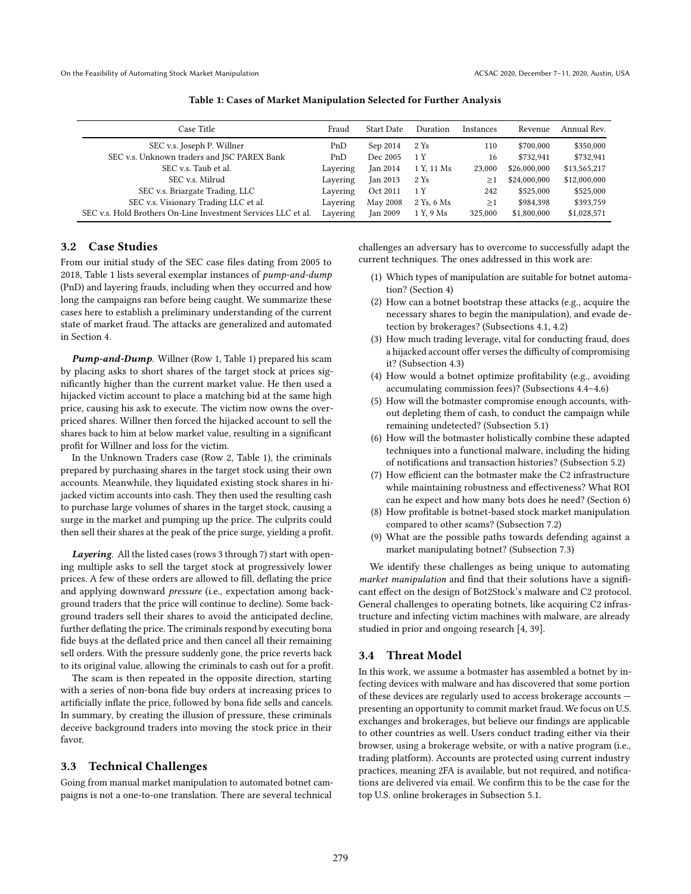**Table 1: Cases of Market Manipulation Selected for Further Analysis**

| Case Title | Fraud | Start Date | Duration | Instances | Revenue | Annual Rev. |
|---|---|---|---|---|---|---|
| SEC v.s. Joseph P. Willner | PnD | Sep 2014 | 2 Ys | 110 | \$700,000 | \$350,000 |
| SEC v.s. Unknown traders and JSC PAREX Bank | PnD | Dec 2005 | 1 Y | 16 | \$732,941 | \$732,941 |
| SEC v.s. Taub et al. | Layering | Jan 2014 | 1 Y, 11 Ms | 23,000 | \$26,000,000 | \$13,565,217 |
| SEC v.s. Milrud | Layering | Jan 2013 | 2 Ys | $\geq 1$ | \$24,000,000 | \$12,000,000 |
| SEC v.s. Briargate Trading, LLC | Layering | Oct 2011 | 1 Y | 242 | \$525,000 | \$525,000 |
| SEC v.s. Visionary Trading LLC et al. | Layering | May 2008 | 2 Ys, 6 Ms | $\geq 1$ | \$984,398 | \$393,759 |
| SEC v.s. Hold Brothers On-Line Investment Services LLC et al. | Layering | Jan 2009 | 1 Y, 9 Ms | 325,000 | \$1,800,000 | \$1,028,571 |

### 3.2 Case Studies

From our initial study of the SEC case files dating from 2005 to 2018, Table 1 lists several exemplar instances of *pump-and-dump* (PnD) and layering frauds, including when they occurred and how long the campaigns ran before being caught. We summarize these cases here to establish a preliminary understanding of the current state of market fraud. The attacks are generalized and automated in Section 4.

***Pump-and-Dump*.** Willner (Row 1, Table 1) prepared his scam by placing asks to short shares of the target stock at prices significantly higher than the current market value. He then used a hijacked victim account to place a matching bid at the same high price, causing his ask to execute. The victim now owns the overpriced shares. Willner then forced the hijacked account to sell the shares back to him at below market value, resulting in a significant profit for Willner and loss for the victim.

In the Unknown Traders case (Row 2, Table 1), the criminals prepared by purchasing shares in the target stock using their own accounts. Meanwhile, they liquidated existing stock shares in hijacked victim accounts into cash. They then used the resulting cash to purchase large volumes of shares in the target stock, causing a surge in the market and pumping up the price. The culprits could then sell their shares at the peak of the price surge, yielding a profit.

***Layering*.** All the listed cases (rows 3 through 7) start with opening multiple asks to sell the target stock at progressively lower prices. A few of these orders are allowed to fill, deflating the price and applying downward *pressure* (i.e., expectation among background traders that the price will continue to decline). Some background traders sell their shares to avoid the anticipated decline, further deflating the price. The criminals respond by executing bona fide buys at the deflated price and then cancel all their remaining sell orders. With the pressure suddenly gone, the price reverts back to its original value, allowing the criminals to cash out for a profit.

The scam is then repeated in the opposite direction, starting with a series of non-bona fide buy orders at increasing prices to artificially inflate the price, followed by bona fide sells and cancels. In summary, by creating the illusion of pressure, these criminals deceive background traders into moving the stock price in their favor.

### 3.3 Technical Challenges

Going from manual market manipulation to automated botnet campaigns is not a one-to-one translation. There are several technical challenges an adversary has to overcome to successfully adapt the current techniques. The ones addressed in this work are:

1. Which types of manipulation are suitable for botnet automation? (Section 4)
2. How can a botnet bootstrap these attacks (e.g., acquire the necessary shares to begin the manipulation), and evade detection by brokerages? (Subsections 4.1, 4.2)
3. How much trading leverage, vital for conducting fraud, does a hijacked account offer verses the difficulty of compromising it? (Subsection 4.3)
4. How would a botnet optimize profitability (e.g., avoiding accumulating commission fees)? (Subsections 4.4–4.6)
5. How will the botmaster compromise enough accounts, without depleting them of cash, to conduct the campaign while remaining undetected? (Subsection 5.1)
6. How will the botmaster holistically combine these adapted techniques into a functional malware, including the hiding of notifications and transaction histories? (Subsection 5.2)
7. How efficient can the botmaster make the C2 infrastructure while maintaining robustness and effectiveness? What ROI can he expect and how many bots does he need? (Section 6)
8. How profitable is botnet-based stock market manipulation compared to other scams? (Subsection 7.2)
9. What are the possible paths towards defending against a market manipulating botnet? (Subsection 7.3)

We identify these challenges as being unique to automating *market manipulation* and find that their solutions have a significant effect on the design of Bot2Stock's malware and C2 protocol. General challenges to operating botnets, like acquiring C2 infrastructure and infecting victim machines with malware, are already studied in prior and ongoing research [4, 39].

### 3.4 Threat Model

In this work, we assume a botmaster has assembled a botnet by infecting devices with malware and has discovered that some portion of these devices are regularly used to access brokerage accounts — presenting an opportunity to commit market fraud. We focus on U.S. exchanges and brokerages, but believe our findings are applicable to other countries as well. Users conduct trading either via their browser, using a brokerage website, or with a native program (i.e., trading platform). Accounts are protected using current industry practices, meaning 2FA is available, but not required, and notifications are delivered via email. We confirm this to be the case for the top U.S. online brokerages in Subsection 5.1.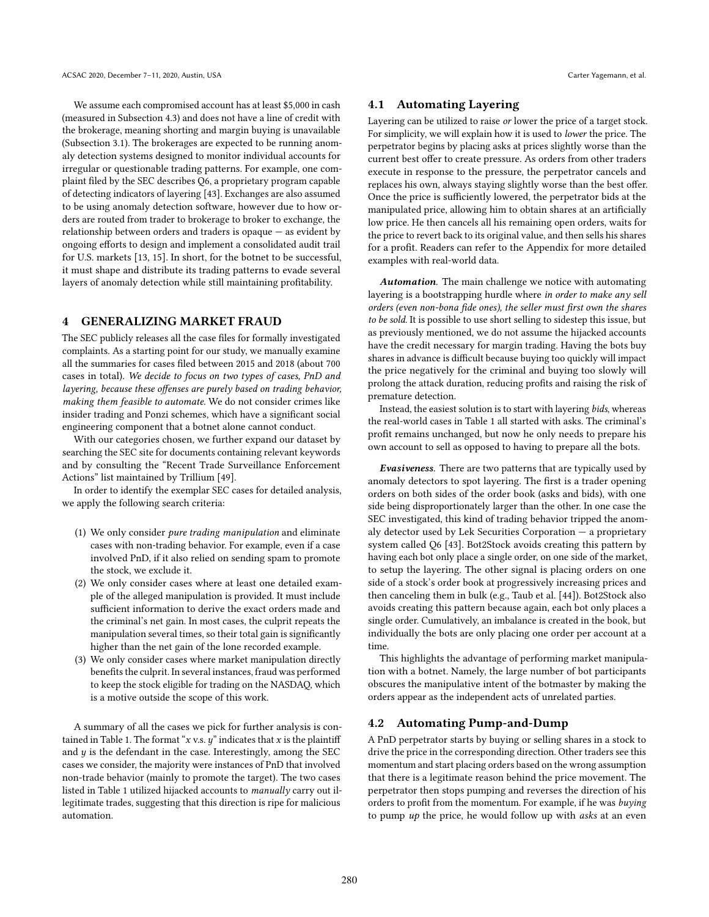We assume each compromised account has at least $5,000 in cash (measured in Subsection 4.3) and does not have a line of credit with the brokerage, meaning shorting and margin buying is unavailable (Subsection 3.1). The brokerages are expected to be running anomaly detection systems designed to monitor individual accounts for irregular or questionable trading patterns. For example, one complaint filed by the SEC describes Q6, a proprietary program capable of detecting indicators of layering [43]. Exchanges are also assumed to be using anomaly detection software, however due to how orders are routed from trader to brokerage to broker to exchange, the relationship between orders and traders is opaque — as evident by ongoing efforts to design and implement a consolidated audit trail for U.S. markets [13, 15]. In short, for the botnet to be successful, it must shape and distribute its trading patterns to evade several layers of anomaly detection while still maintaining profitability.

## 4 GENERALIZING MARKET FRAUD

The SEC publicly releases all the case files for formally investigated complaints. As a starting point for our study, we manually examine all the summaries for cases filed between 2015 and 2018 (about 700 cases in total). *We decide to focus on two types of cases, PnD and layering, because these offenses are purely based on trading behavior, making them feasible to automate.* We do not consider crimes like insider trading and Ponzi schemes, which have a significant social engineering component that a botnet alone cannot conduct.

With our categories chosen, we further expand our dataset by searching the SEC site for documents containing relevant keywords and by consulting the "Recent Trade Surveillance Enforcement Actions" list maintained by Trillium [49].

In order to identify the exemplar SEC cases for detailed analysis, we apply the following search criteria:

1. We only consider *pure trading manipulation* and eliminate cases with non-trading behavior. For example, even if a case involved PnD, if it also relied on sending spam to promote the stock, we exclude it.
2. We only consider cases where at least one detailed example of the alleged manipulation is provided. It must include sufficient information to derive the exact orders made and the criminal's net gain. In most cases, the culprit repeats the manipulation several times, so their total gain is significantly higher than the net gain of the lone recorded example.
3. We only consider cases where market manipulation directly benefits the culprit. In several instances, fraud was performed to keep the stock eligible for trading on the NASDAQ, which is a motive outside the scope of this work.

A summary of all the cases we pick for further analysis is contained in Table 1. The format "$x$ v.s. $y$" indicates that $x$ is the plaintiff and $y$ is the defendant in the case. Interestingly, among the SEC cases we consider, the majority were instances of PnD that involved non-trade behavior (mainly to promote the target). The two cases listed in Table 1 utilized hijacked accounts to *manually* carry out illegitimate trades, suggesting that this direction is ripe for malicious automation.

### 4.1 Automating Layering

Layering can be utilized to raise *or* lower the price of a target stock. For simplicity, we will explain how it is used to *lower* the price. The perpetrator begins by placing asks at prices slightly worse than the current best offer to create pressure. As orders from other traders execute in response to the pressure, the perpetrator cancels and replaces his own, always staying slightly worse than the best offer. Once the price is sufficiently lowered, the perpetrator bids at the manipulated price, allowing him to obtain shares at an artificially low price. He then cancels all his remaining open orders, waits for the price to revert back to its original value, and then sells his shares for a profit. Readers can refer to the Appendix for more detailed examples with real-world data.

***Automation.*** The main challenge we notice with automating layering is a bootstrapping hurdle where *in order to make any sell orders (even non-bona fide ones), the seller must first own the shares to be sold.* It is possible to use short selling to sidestep this issue, but as previously mentioned, we do not assume the hijacked accounts have the credit necessary for margin trading. Having the bots buy shares in advance is difficult because buying too quickly will impact the price negatively for the criminal and buying too slowly will prolong the attack duration, reducing profits and raising the risk of premature detection.

Instead, the easiest solution is to start with layering *bids*, whereas the real-world cases in Table 1 all started with asks. The criminal's profit remains unchanged, but now he only needs to prepare his own account to sell as opposed to having to prepare all the bots.

***Evasiveness.*** There are two patterns that are typically used by anomaly detectors to spot layering. The first is a trader opening orders on both sides of the order book (asks and bids), with one side being disproportionately larger than the other. In one case the SEC investigated, this kind of trading behavior tripped the anomaly detector used by Lek Securities Corporation — a proprietary system called Q6 [43]. Bot2Stock avoids creating this pattern by having each bot only place a single order, on one side of the market, to setup the layering. The other signal is placing orders on one side of a stock's order book at progressively increasing prices and then canceling them in bulk (e.g., Taub et al. [44]). Bot2Stock also avoids creating this pattern because again, each bot only places a single order. Cumulatively, an imbalance is created in the book, but individually the bots are only placing one order per account at a time.

This highlights the advantage of performing market manipulation with a botnet. Namely, the large number of bot participants obscures the manipulative intent of the botmaster by making the orders appear as the independent acts of unrelated parties.

### 4.2 Automating Pump-and-Dump

A PnD perpetrator starts by buying or selling shares in a stock to drive the price in the corresponding direction. Other traders see this momentum and start placing orders based on the wrong assumption that there is a legitimate reason behind the price movement. The perpetrator then stops pumping and reverses the direction of his orders to profit from the momentum. For example, if he was *buying* to pump *up* the price, he would follow up with *asks* at an even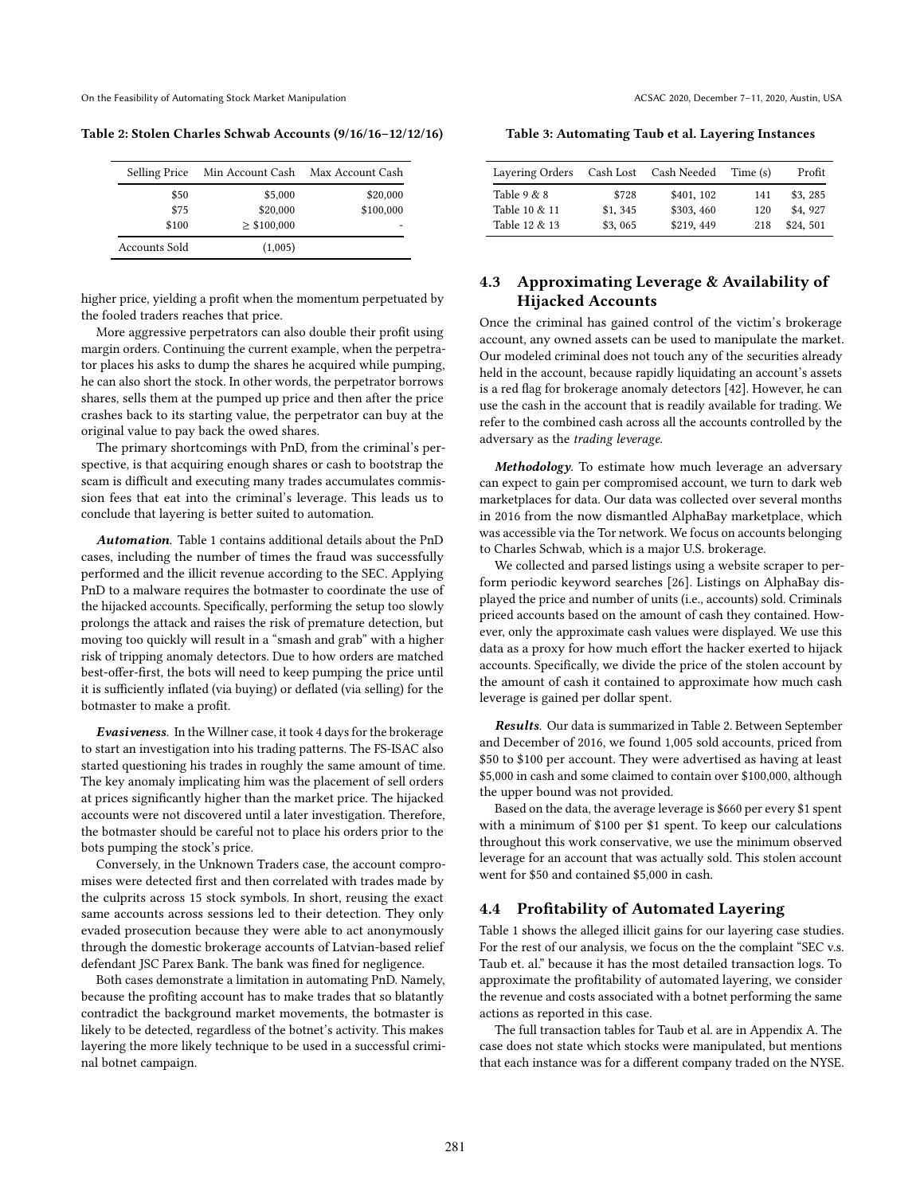**Table 2: Stolen Charles Schwab Accounts (9/16/16–12/12/16)**

| Selling Price | Min Account Cash | Max Account Cash |
|---|---|---|
| $50 | $5,000 | $20,000 |
| $75 | $20,000 | $100,000 |
| $100 | ≥ $100,000 | - |
| Accounts Sold | (1,005) | |

higher price, yielding a profit when the momentum perpetuated by the fooled traders reaches that price.

More aggressive perpetrators can also double their profit using margin orders. Continuing the current example, when the perpetrator places his asks to dump the shares he acquired while pumping, he can also short the stock. In other words, the perpetrator borrows shares, sells them at the pumped up price and then after the price crashes back to its starting value, the perpetrator can buy at the original value to pay back the owed shares.

The primary shortcomings with PnD, from the criminal's perspective, is that acquiring enough shares or cash to bootstrap the scam is difficult and executing many trades accumulates commission fees that eat into the criminal's leverage. This leads us to conclude that layering is better suited to automation.

***Automation***. Table 1 contains additional details about the PnD cases, including the number of times the fraud was successfully performed and the illicit revenue according to the SEC. Applying PnD to a malware requires the botmaster to coordinate the use of the hijacked accounts. Specifically, performing the setup too slowly prolongs the attack and raises the risk of premature detection, but moving too quickly will result in a "smash and grab" with a higher risk of tripping anomaly detectors. Due to how orders are matched best-offer-first, the bots will need to keep pumping the price until it is sufficiently inflated (via buying) or deflated (via selling) for the botmaster to make a profit.

***Evasiveness***. In the Willner case, it took 4 days for the brokerage to start an investigation into his trading patterns. The FS-ISAC also started questioning his trades in roughly the same amount of time. The key anomaly implicating him was the placement of sell orders at prices significantly higher than the market price. The hijacked accounts were not discovered until a later investigation. Therefore, the botmaster should be careful not to place his orders prior to the bots pumping the stock's price.

Conversely, in the Unknown Traders case, the account compromises were detected first and then correlated with trades made by the culprits across 15 stock symbols. In short, reusing the exact same accounts across sessions led to their detection. They only evaded prosecution because they were able to act anonymously through the domestic brokerage accounts of Latvian-based relief defendant JSC Parex Bank. The bank was fined for negligence.

Both cases demonstrate a limitation in automating PnD. Namely, because the profiting account has to make trades that so blatantly contradict the background market movements, the botmaster is likely to be detected, regardless of the botnet's activity. This makes layering the more likely technique to be used in a successful criminal botnet campaign.

**Table 3: Automating Taub et al. Layering Instances**

| Layering Orders | Cash Lost | Cash Needed | Time (s) | Profit |
|---|---|---|---|---|
| Table 9 & 8 | $728 | $401, 102 | 141 | $3, 285 |
| Table 10 & 11 | $1, 345 | $303, 460 | 120 | $4, 927 |
| Table 12 & 13 | $3, 065 | $219, 449 | 218 | $24, 501 |

### 4.3 Approximating Leverage & Availability of Hijacked Accounts

Once the criminal has gained control of the victim's brokerage account, any owned assets can be used to manipulate the market. Our modeled criminal does not touch any of the securities already held in the account, because rapidly liquidating an account's assets is a red flag for brokerage anomaly detectors [42]. However, he can use the cash in the account that is readily available for trading. We refer to the combined cash across all the accounts controlled by the adversary as the *trading leverage*.

***Methodology***. To estimate how much leverage an adversary can expect to gain per compromised account, we turn to dark web marketplaces for data. Our data was collected over several months in 2016 from the now dismantled AlphaBay marketplace, which was accessible via the Tor network. We focus on accounts belonging to Charles Schwab, which is a major U.S. brokerage.

We collected and parsed listings using a website scraper to perform periodic keyword searches [26]. Listings on AlphaBay displayed the price and number of units (i.e., accounts) sold. Criminals priced accounts based on the amount of cash they contained. However, only the approximate cash values were displayed. We use this data as a proxy for how much effort the hacker exerted to hijack accounts. Specifically, we divide the price of the stolen account by the amount of cash it contained to approximate how much cash leverage is gained per dollar spent.

***Results***. Our data is summarized in Table 2. Between September and December of 2016, we found 1,005 sold accounts, priced from $50 to $100 per account. They were advertised as having at least $5,000 in cash and some claimed to contain over $100,000, although the upper bound was not provided.

Based on the data, the average leverage is $660 per every $1 spent with a minimum of $100 per $1 spent. To keep our calculations throughout this work conservative, we use the minimum observed leverage for an account that was actually sold. This stolen account went for $50 and contained $5,000 in cash.

### 4.4 Profitability of Automated Layering

Table 1 shows the alleged illicit gains for our layering case studies. For the rest of our analysis, we focus on the the complaint "SEC v.s. Taub et. al." because it has the most detailed transaction logs. To approximate the profitability of automated layering, we consider the revenue and costs associated with a botnet performing the same actions as reported in this case.

The full transaction tables for Taub et al. are in Appendix A. The case does not state which stocks were manipulated, but mentions that each instance was for a different company traded on the NYSE.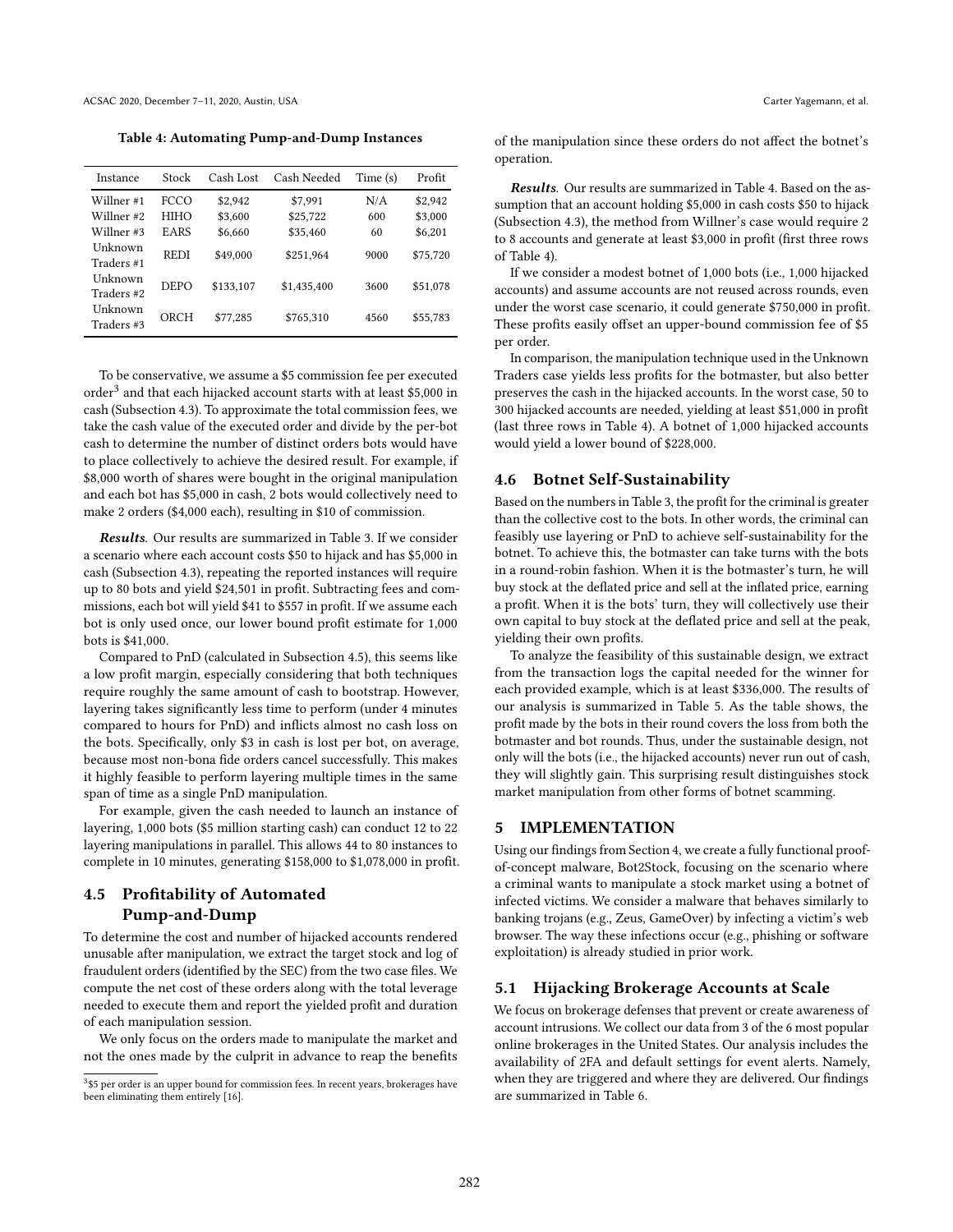**Table 4: Automating Pump-and-Dump Instances**

| Instance | Stock | Cash Lost | Cash Needed | Time (s) | Profit |
|---|---|---|---|---|---|
| Willner #1 | FCCO | $2,942 | $7,991 | N/A | $2,942 |
| Willner #2 | HIHO | $3,600 | $25,722 | 600 | $3,000 |
| Willner #3 | EARS | $6,660 | $35,460 | 60 | $6,201 |
| Unknown Traders #1 | REDI | $49,000 | $251,964 | 9000 | $75,720 |
| Unknown Traders #2 | DEPO | $133,107 | $1,435,400 | 3600 | $51,078 |
| Unknown Traders #3 | ORCH | $77,285 | $765,310 | 4560 | $55,783 |

To be conservative, we assume a $5 commission fee per executed order[3] and that each hijacked account starts with at least $5,000 in cash (Subsection 4.3). To approximate the total commission fees, we take the cash value of the executed order and divide by the per-bot cash to determine the number of distinct orders bots would have to place collectively to achieve the desired result. For example, if $8,000 worth of shares were bought in the original manipulation and each bot has $5,000 in cash, 2 bots would collectively need to make 2 orders ($4,000 each), resulting in $10 of commission.

***Results.*** Our results are summarized in Table 3. If we consider a scenario where each account costs $50 to hijack and has $5,000 in cash (Subsection 4.3), repeating the reported instances will require up to 80 bots and yield $24,501 in profit. Subtracting fees and commissions, each bot will yield $41 to $557 in profit. If we assume each bot is only used once, our lower bound profit estimate for 1,000 bots is $41,000.

Compared to PnD (calculated in Subsection 4.5), this seems like a low profit margin, especially considering that both techniques require roughly the same amount of cash to bootstrap. However, layering takes significantly less time to perform (under 4 minutes compared to hours for PnD) and inflicts almost no cash loss on the bots. Specifically, only $3 in cash is lost per bot, on average, because most non-bona fide orders cancel successfully. This makes it highly feasible to perform layering multiple times in the same span of time as a single PnD manipulation.

For example, given the cash needed to launch an instance of layering, 1,000 bots ($5 million starting cash) can conduct 12 to 22 layering manipulations in parallel. This allows 44 to 80 instances to complete in 10 minutes, generating $158,000 to $1,078,000 in profit.

### 4.5 Profitability of Automated Pump-and-Dump

To determine the cost and number of hijacked accounts rendered unusable after manipulation, we extract the target stock and log of fraudulent orders (identified by the SEC) from the two case files. We compute the net cost of these orders along with the total leverage needed to execute them and report the yielded profit and duration of each manipulation session.

We only focus on the orders made to manipulate the market and not the ones made by the culprit in advance to reap the benefits of the manipulation since these orders do not affect the botnet's operation.

***Results.*** Our results are summarized in Table 4. Based on the assumption that an account holding $5,000 in cash costs $50 to hijack (Subsection 4.3), the method from Willner's case would require 2 to 8 accounts and generate at least $3,000 in profit (first three rows of Table 4).

If we consider a modest botnet of 1,000 bots (i.e., 1,000 hijacked accounts) and assume accounts are not reused across rounds, even under the worst case scenario, it could generate $750,000 in profit. These profits easily offset an upper-bound commission fee of $5 per order.

In comparison, the manipulation technique used in the Unknown Traders case yields less profits for the botmaster, but also better preserves the cash in the hijacked accounts. In the worst case, 50 to 300 hijacked accounts are needed, yielding at least $51,000 in profit (last three rows in Table 4). A botnet of 1,000 hijacked accounts would yield a lower bound of $228,000.

### 4.6 Botnet Self-Sustainability

Based on the numbers in Table 3, the profit for the criminal is greater than the collective cost to the bots. In other words, the criminal can feasibly use layering or PnD to achieve self-sustainability for the botnet. To achieve this, the botmaster can take turns with the bots in a round-robin fashion. When it is the botmaster's turn, he will buy stock at the deflated price and sell at the inflated price, earning a profit. When it is the bots' turn, they will collectively use their own capital to buy stock at the deflated price and sell at the peak, yielding their own profits.

To analyze the feasibility of this sustainable design, we extract from the transaction logs the capital needed for the winner for each provided example, which is at least $336,000. The results of our analysis is summarized in Table 5. As the table shows, the profit made by the bots in their round covers the loss from both the botmaster and bot rounds. Thus, under the sustainable design, not only will the bots (i.e., the hijacked accounts) never run out of cash, they will slightly gain. This surprising result distinguishes stock market manipulation from other forms of botnet scamming.

## 5 IMPLEMENTATION

Using our findings from Section 4, we create a fully functional proof-of-concept malware, Bot2Stock, focusing on the scenario where a criminal wants to manipulate a stock market using a botnet of infected victims. We consider a malware that behaves similarly to banking trojans (e.g., Zeus, GameOver) by infecting a victim's web browser. The way these infections occur (e.g., phishing or software exploitation) is already studied in prior work.

### 5.1 Hijacking Brokerage Accounts at Scale

We focus on brokerage defenses that prevent or create awareness of account intrusions. We collect our data from 3 of the 6 most popular online brokerages in the United States. Our analysis includes the availability of 2FA and default settings for event alerts. Namely, when they are triggered and where they are delivered. Our findings are summarized in Table 6.

[3] $5 per order is an upper bound for commission fees. In recent years, brokerages have been eliminating them entirely [16].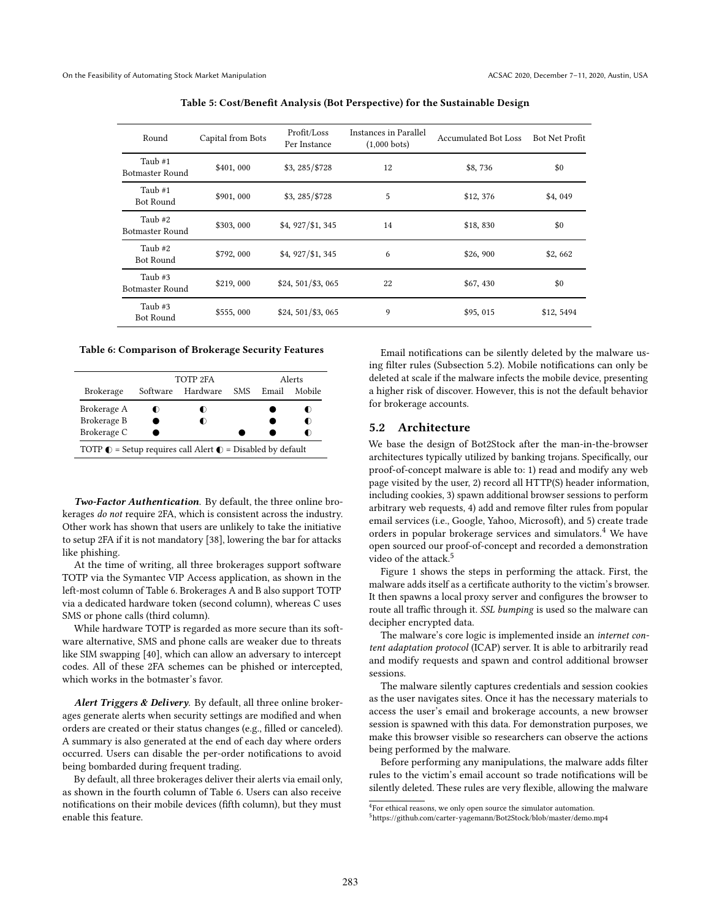**Table 5: Cost/Benefit Analysis (Bot Perspective) for the Sustainable Design**

| Round | Capital from Bots | Profit/Loss Per Instance | Instances in Parallel (1,000 bots) | Accumulated Bot Loss | Bot Net Profit |
|---|---|---|---|---|---|
| Taub #1 Botmaster Round | $401, 000 | $3, 285/$728 | 12 | $8, 736 | $0 |
| Taub #1 Bot Round | $901, 000 | $3, 285/$728 | 5 | $12, 376 | $4, 049 |
| Taub #2 Botmaster Round | $303, 000 | $4, 927/$1, 345 | 14 | $18, 830 | $0 |
| Taub #2 Bot Round | $792, 000 | $4, 927/$1, 345 | 6 | $26, 900 | $2, 662 |
| Taub #3 Botmaster Round | $219, 000 | $24, 501/$3, 065 | 22 | $67, 430 | $0 |
| Taub #3 Bot Round | $555, 000 | $24, 501/$3, 065 | 9 | $95, 015 | $12, 5494 |

**Table 6: Comparison of Brokerage Security Features**

| | TOTP 2FA | | | Alerts | |
|---|---|---|---|---|---|
| Brokerage | Software | Hardware | SMS | Email | Mobile |
| Brokerage A | ◐ | ◐ | | ● | ◐ |
| Brokerage B | ● | ◐ | | ● | ◐ |
| Brokerage C | ● | | ● | ● | ◐ |

TOTP ◐ = Setup requires call Alert ◐ = Disabled by default

***Two-Factor Authentication.*** By default, the three online brokerages *do not* require 2FA, which is consistent across the industry. Other work has shown that users are unlikely to take the initiative to setup 2FA if it is not mandatory [38], lowering the bar for attacks like phishing.

At the time of writing, all three brokerages support software TOTP via the Symantec VIP Access application, as shown in the left-most column of Table 6. Brokerages A and B also support TOTP via a dedicated hardware token (second column), whereas C uses SMS or phone calls (third column).

While hardware TOTP is regarded as more secure than its software alternative, SMS and phone calls are weaker due to threats like SIM swapping [40], which can allow an adversary to intercept codes. All of these 2FA schemes can be phished or intercepted, which works in the botmaster's favor.

***Alert Triggers & Delivery.*** By default, all three online brokerages generate alerts when security settings are modified and when orders are created or their status changes (e.g., filled or canceled). A summary is also generated at the end of each day where orders occurred. Users can disable the per-order notifications to avoid being bombarded during frequent trading.

By default, all three brokerages deliver their alerts via email only, as shown in the fourth column of Table 6. Users can also receive notifications on their mobile devices (fifth column), but they must enable this feature.

Email notifications can be silently deleted by the malware using filter rules (Subsection 5.2). Mobile notifications can only be deleted at scale if the malware infects the mobile device, presenting a higher risk of discover. However, this is not the default behavior for brokerage accounts.

## 5.2 Architecture

We base the design of Bot2Stock after the man-in-the-browser architectures typically utilized by banking trojans. Specifically, our proof-of-concept malware is able to: 1) read and modify any web page visited by the user, 2) record all HTTP(S) header information, including cookies, 3) spawn additional browser sessions to perform arbitrary web requests, 4) add and remove filter rules from popular email services (i.e., Google, Yahoo, Microsoft), and 5) create trade orders in popular brokerage services and simulators.[4] We have open sourced our proof-of-concept and recorded a demonstration video of the attack.[5]

Figure 1 shows the steps in performing the attack. First, the malware adds itself as a certificate authority to the victim's browser. It then spawns a local proxy server and configures the browser to route all traffic through it. *SSL bumping* is used so the malware can decipher encrypted data.

The malware's core logic is implemented inside an *internet content adaptation protocol* (ICAP) server. It is able to arbitrarily read and modify requests and spawn and control additional browser sessions.

The malware silently captures credentials and session cookies as the user navigates sites. Once it has the necessary materials to access the user's email and brokerage accounts, a new browser session is spawned with this data. For demonstration purposes, we make this browser visible so researchers can observe the actions being performed by the malware.

Before performing any manipulations, the malware adds filter rules to the victim's email account so trade notifications will be silently deleted. These rules are very flexible, allowing the malware

[4] For ethical reasons, we only open source the simulator automation.

[5] https://github.com/carter-yagemann/Bot2Stock/blob/master/demo.mp4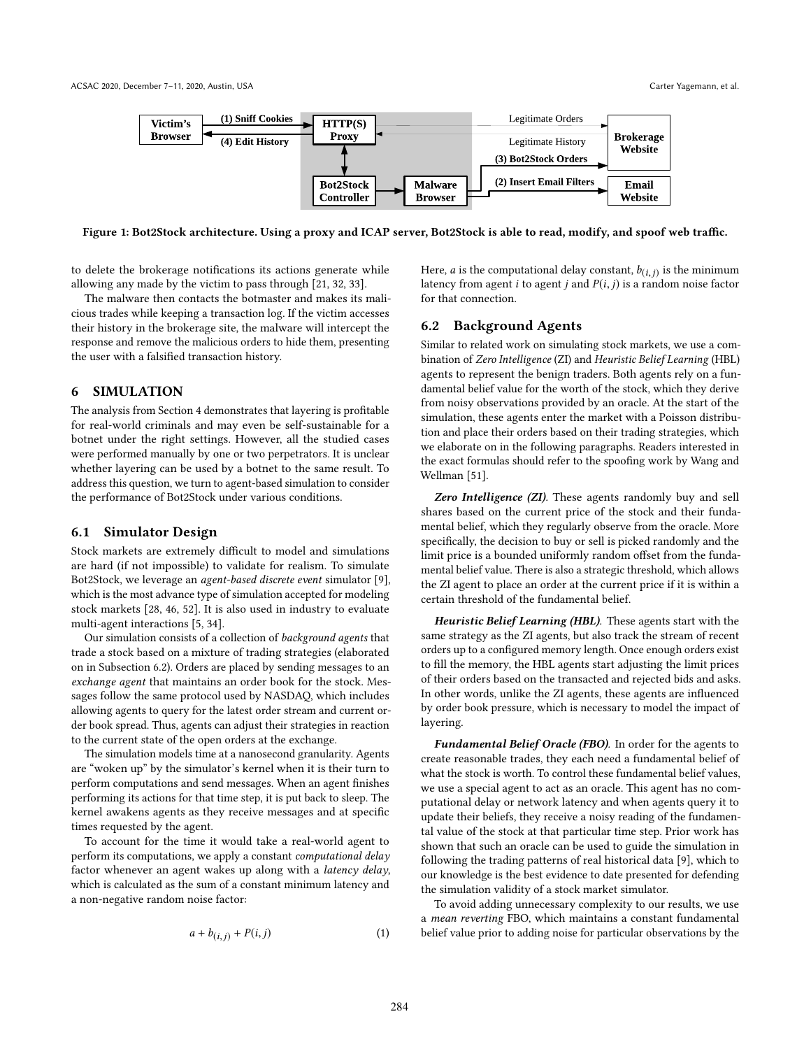Figure 1: Bot2Stock architecture. Using a proxy and ICAP server, Bot2Stock is able to read, modify, and spoof web traffic.

to delete the brokerage notifications its actions generate while allowing any made by the victim to pass through [21, 32, 33].

The malware then contacts the botmaster and makes its malicious trades while keeping a transaction log. If the victim accesses their history in the brokerage site, the malware will intercept the response and remove the malicious orders to hide them, presenting the user with a falsified transaction history.

## 6 SIMULATION

The analysis from Section 4 demonstrates that layering is profitable for real-world criminals and may even be self-sustainable for a botnet under the right settings. However, all the studied cases were performed manually by one or two perpetrators. It is unclear whether layering can be used by a botnet to the same result. To address this question, we turn to agent-based simulation to consider the performance of Bot2Stock under various conditions.

### 6.1 Simulator Design

Stock markets are extremely difficult to model and simulations are hard (if not impossible) to validate for realism. To simulate Bot2Stock, we leverage an *agent-based discrete event* simulator [9], which is the most advance type of simulation accepted for modeling stock markets [28, 46, 52]. It is also used in industry to evaluate multi-agent interactions [5, 34].

Our simulation consists of a collection of *background agents* that trade a stock based on a mixture of trading strategies (elaborated on in Subsection 6.2). Orders are placed by sending messages to an *exchange agent* that maintains an order book for the stock. Messages follow the same protocol used by NASDAQ, which includes allowing agents to query for the latest order stream and current order book spread. Thus, agents can adjust their strategies in reaction to the current state of the open orders at the exchange.

The simulation models time at a nanosecond granularity. Agents are "woken up" by the simulator's kernel when it is their turn to perform computations and send messages. When an agent finishes performing its actions for that time step, it is put back to sleep. The kernel awakens agents as they receive messages and at specific times requested by the agent.

To account for the time it would take a real-world agent to perform its computations, we apply a constant *computational delay* factor whenever an agent wakes up along with a *latency delay*, which is calculated as the sum of a constant minimum latency and a non-negative random noise factor:

$$a + b_{(i,j)} + P(i,j) \tag{1}$$

Here, $a$ is the computational delay constant, $b_{(i,j)}$ is the minimum latency from agent $i$ to agent $j$ and $P(i,j)$ is a random noise factor for that connection.

### 6.2 Background Agents

Similar to related work on simulating stock markets, we use a combination of *Zero Intelligence* (ZI) and *Heuristic Belief Learning* (HBL) agents to represent the benign traders. Both agents rely on a fundamental belief value for the worth of the stock, which they derive from noisy observations provided by an oracle. At the start of the simulation, these agents enter the market with a Poisson distribution and place their orders based on their trading strategies, which we elaborate on in the following paragraphs. Readers interested in the exact formulas should refer to the spoofing work by Wang and Wellman [51].

***Zero Intelligence (ZI).*** These agents randomly buy and sell shares based on the current price of the stock and their fundamental belief, which they regularly observe from the oracle. More specifically, the decision to buy or sell is picked randomly and the limit price is a bounded uniformly random offset from the fundamental belief value. There is also a strategic threshold, which allows the ZI agent to place an order at the current price if it is within a certain threshold of the fundamental belief.

***Heuristic Belief Learning (HBL).*** These agents start with the same strategy as the ZI agents, but also track the stream of recent orders up to a configured memory length. Once enough orders exist to fill the memory, the HBL agents start adjusting the limit prices of their orders based on the transacted and rejected bids and asks. In other words, unlike the ZI agents, these agents are influenced by order book pressure, which is necessary to model the impact of layering.

***Fundamental Belief Oracle (FBO).*** In order for the agents to create reasonable trades, they each need a fundamental belief of what the stock is worth. To control these fundamental belief values, we use a special agent to act as an oracle. This agent has no computational delay or network latency and when agents query it to update their beliefs, they receive a noisy reading of the fundamental value of the stock at that particular time step. Prior work has shown that such an oracle can be used to guide the simulation in following the trading patterns of real historical data [9], which to our knowledge is the best evidence to date presented for defending the simulation validity of a stock market simulator.

To avoid adding unnecessary complexity to our results, we use a *mean reverting* FBO, which maintains a constant fundamental belief value prior to adding noise for particular observations by the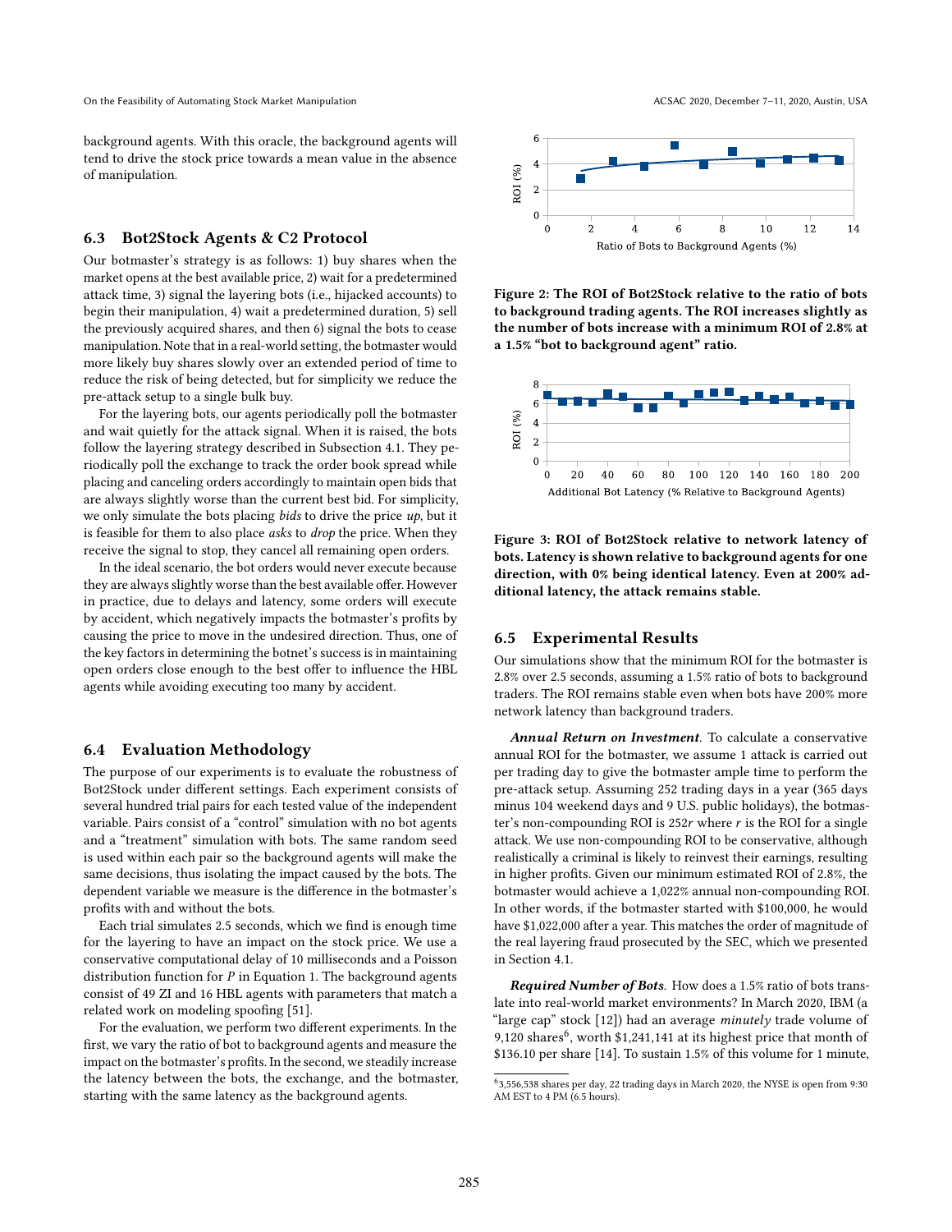background agents. With this oracle, the background agents will tend to drive the stock price towards a mean value in the absence of manipulation.

### 6.3 Bot2Stock Agents & C2 Protocol

Our botmaster's strategy is as follows: 1) buy shares when the market opens at the best available price, 2) wait for a predetermined attack time, 3) signal the layering bots (i.e., hijacked accounts) to begin their manipulation, 4) wait a predetermined duration, 5) sell the previously acquired shares, and then 6) signal the bots to cease manipulation. Note that in a real-world setting, the botmaster would more likely buy shares slowly over an extended period of time to reduce the risk of being detected, but for simplicity we reduce the pre-attack setup to a single bulk buy.

For the layering bots, our agents periodically poll the botmaster and wait quietly for the attack signal. When it is raised, the bots follow the layering strategy described in Subsection 4.1. They periodically poll the exchange to track the order book spread while placing and canceling orders accordingly to maintain open bids that are always slightly worse than the current best bid. For simplicity, we only simulate the bots placing *bids* to drive the price *up*, but it is feasible for them to also place *asks* to *drop* the price. When they receive the signal to stop, they cancel all remaining open orders.

In the ideal scenario, the bot orders would never execute because they are always slightly worse than the best available offer. However in practice, due to delays and latency, some orders will execute by accident, which negatively impacts the botmaster's profits by causing the price to move in the undesired direction. Thus, one of the key factors in determining the botnet's success is in maintaining open orders close enough to the best offer to influence the HBL agents while avoiding executing too many by accident.

### 6.4 Evaluation Methodology

The purpose of our experiments is to evaluate the robustness of Bot2Stock under different settings. Each experiment consists of several hundred trial pairs for each tested value of the independent variable. Pairs consist of a "control" simulation with no bot agents and a "treatment" simulation with bots. The same random seed is used within each pair so the background agents will make the same decisions, thus isolating the impact caused by the bots. The dependent variable we measure is the difference in the botmaster's profits with and without the bots.

Each trial simulates 2.5 seconds, which we find is enough time for the layering to have an impact on the stock price. We use a conservative computational delay of 10 milliseconds and a Poisson distribution function for $P$ in Equation 1. The background agents consist of 49 ZI and 16 HBL agents with parameters that match a related work on modeling spoofing [51].

For the evaluation, we perform two different experiments. In the first, we vary the ratio of bot to background agents and measure the impact on the botmaster's profits. In the second, we steadily increase the latency between the bots, the exchange, and the botmaster, starting with the same latency as the background agents.

**Figure 2: The ROI of Bot2Stock relative to the ratio of bots to background trading agents. The ROI increases slightly as the number of bots increase with a minimum ROI of 2.8% at a 1.5% "bot to background agent" ratio.**

**Figure 3: ROI of Bot2Stock relative to network latency of bots. Latency is shown relative to background agents for one direction, with 0% being identical latency. Even at 200% additional latency, the attack remains stable.**

### 6.5 Experimental Results

Our simulations show that the minimum ROI for the botmaster is 2.8% over 2.5 seconds, assuming a 1.5% ratio of bots to background traders. The ROI remains stable even when bots have 200% more network latency than background traders.

***Annual Return on Investment.*** To calculate a conservative annual ROI for the botmaster, we assume 1 attack is carried out per trading day to give the botmaster ample time to perform the pre-attack setup. Assuming 252 trading days in a year (365 days minus 104 weekend days and 9 U.S. public holidays), the botmaster's non-compounding ROI is $252r$ where $r$ is the ROI for a single attack. We use non-compounding ROI to be conservative, although realistically a criminal is likely to reinvest their earnings, resulting in higher profits. Given our minimum estimated ROI of 2.8%, the botmaster would achieve a 1,022% annual non-compounding ROI. In other words, if the botmaster started with \$100,000, he would have \$1,022,000 after a year. This matches the order of magnitude of the real layering fraud prosecuted by the SEC, which we presented in Section 4.1.

***Required Number of Bots.*** How does a 1.5% ratio of bots translate into real-world market environments? In March 2020, IBM (a "large cap" stock [12]) had an average *minutely* trade volume of 9,120 shares[6], worth \$1,241,141 at its highest price that month of \$136.10 per share [14]. To sustain 1.5% of this volume for 1 minute,

[6] 3,556,538 shares per day, 22 trading days in March 2020, the NYSE is open from 9:30 AM EST to 4 PM (6.5 hours).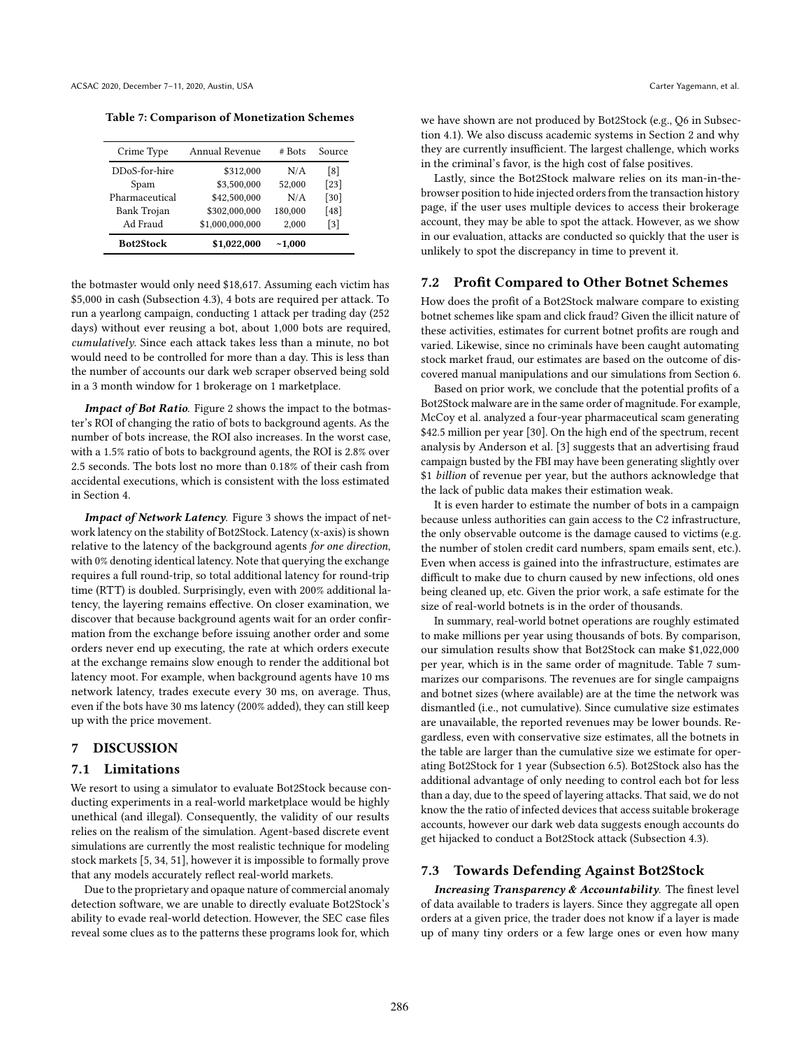**Table 7: Comparison of Monetization Schemes**

| Crime Type | Annual Revenue | # Bots | Source |
|---|---|---|---|
| DDoS-for-hire | $312,000 | N/A | [8] |
| Spam | $3,500,000 | 52,000 | [23] |
| Pharmaceutical | $42,500,000 | N/A | [30] |
| Bank Trojan | $302,000,000 | 180,000 | [48] |
| Ad Fraud | $1,000,000,000 | 2,000 | [3] |
| **Bot2Stock** | **$1,022,000** | **~1,000** | |

the botmaster would only need $18,617. Assuming each victim has $5,000 in cash (Subsection 4.3), 4 bots are required per attack. To run a yearlong campaign, conducting 1 attack per trading day (252 days) without ever reusing a bot, about 1,000 bots are required, *cumulatively*. Since each attack takes less than a minute, no bot would need to be controlled for more than a day. This is less than the number of accounts our dark web scraper observed being sold in a 3 month window for 1 brokerage on 1 marketplace.

***Impact of Bot Ratio.*** Figure 2 shows the impact to the botmaster's ROI of changing the ratio of bots to background agents. As the number of bots increase, the ROI also increases. In the worst case, with a 1.5% ratio of bots to background agents, the ROI is 2.8% over 2.5 seconds. The bots lost no more than 0.18% of their cash from accidental executions, which is consistent with the loss estimated in Section 4.

***Impact of Network Latency.*** Figure 3 shows the impact of network latency on the stability of Bot2Stock. Latency (x-axis) is shown relative to the latency of the background agents *for one direction*, with 0% denoting identical latency. Note that querying the exchange requires a full round-trip, so total additional latency for round-trip time (RTT) is doubled. Surprisingly, even with 200% additional latency, the layering remains effective. On closer examination, we discover that because background agents wait for an order confirmation from the exchange before issuing another order and some orders never end up executing, the rate at which orders execute at the exchange remains slow enough to render the additional bot latency moot. For example, when background agents have 10 ms network latency, trades execute every 30 ms, on average. Thus, even if the bots have 30 ms latency (200% added), they can still keep up with the price movement.

## 7 DISCUSSION

### 7.1 Limitations

We resort to using a simulator to evaluate Bot2Stock because conducting experiments in a real-world marketplace would be highly unethical (and illegal). Consequently, the validity of our results relies on the realism of the simulation. Agent-based discrete event simulations are currently the most realistic technique for modeling stock markets [5, 34, 51], however it is impossible to formally prove that any models accurately reflect real-world markets.

Due to the proprietary and opaque nature of commercial anomaly detection software, we are unable to directly evaluate Bot2Stock's ability to evade real-world detection. However, the SEC case files reveal some clues as to the patterns these programs look for, which we have shown are not produced by Bot2Stock (e.g., Q6 in Subsection 4.1). We also discuss academic systems in Section 2 and why they are currently insufficient. The largest challenge, which works in the criminal's favor, is the high cost of false positives.

Lastly, since the Bot2Stock malware relies on its man-in-the-browser position to hide injected orders from the transaction history page, if the user uses multiple devices to access their brokerage account, they may be able to spot the attack. However, as we show in our evaluation, attacks are conducted so quickly that the user is unlikely to spot the discrepancy in time to prevent it.

### 7.2 Profit Compared to Other Botnet Schemes

How does the profit of a Bot2Stock malware compare to existing botnet schemes like spam and click fraud? Given the illicit nature of these activities, estimates for current botnet profits are rough and varied. Likewise, since no criminals have been caught automating stock market fraud, our estimates are based on the outcome of discovered manual manipulations and our simulations from Section 6.

Based on prior work, we conclude that the potential profits of a Bot2Stock malware are in the same order of magnitude. For example, McCoy et al. analyzed a four-year pharmaceutical scam generating $42.5 million per year [30]. On the high end of the spectrum, recent analysis by Anderson et al. [3] suggests that an advertising fraud campaign busted by the FBI may have been generating slightly over $1 *billion* of revenue per year, but the authors acknowledge that the lack of public data makes their estimation weak.

It is even harder to estimate the number of bots in a campaign because unless authorities can gain access to the C2 infrastructure, the only observable outcome is the damage caused to victims (e.g. the number of stolen credit card numbers, spam emails sent, etc.). Even when access is gained into the infrastructure, estimates are difficult to make due to churn caused by new infections, old ones being cleaned up, etc. Given the prior work, a safe estimate for the size of real-world botnets is in the order of thousands.

In summary, real-world botnet operations are roughly estimated to make millions per year using thousands of bots. By comparison, our simulation results show that Bot2Stock can make $1,022,000 per year, which is in the same order of magnitude. Table 7 summarizes our comparisons. The revenues are for single campaigns and botnet sizes (where available) are at the time the network was dismantled (i.e., not cumulative). Since cumulative size estimates are unavailable, the reported revenues may be lower bounds. Regardless, even with conservative size estimates, all the botnets in the table are larger than the cumulative size we estimate for operating Bot2Stock for 1 year (Subsection 6.5). Bot2Stock also has the additional advantage of only needing to control each bot for less than a day, due to the speed of layering attacks. That said, we do not know the ratio of infected devices that access suitable brokerage accounts, however our dark web data suggests enough accounts do get hijacked to conduct a Bot2Stock attack (Subsection 4.3).

### 7.3 Towards Defending Against Bot2Stock

***Increasing Transparency & Accountability.*** The finest level of data available to traders is layers. Since they aggregate all open orders at a given price, the trader does not know if a layer is made up of many tiny orders or a few large ones or even how many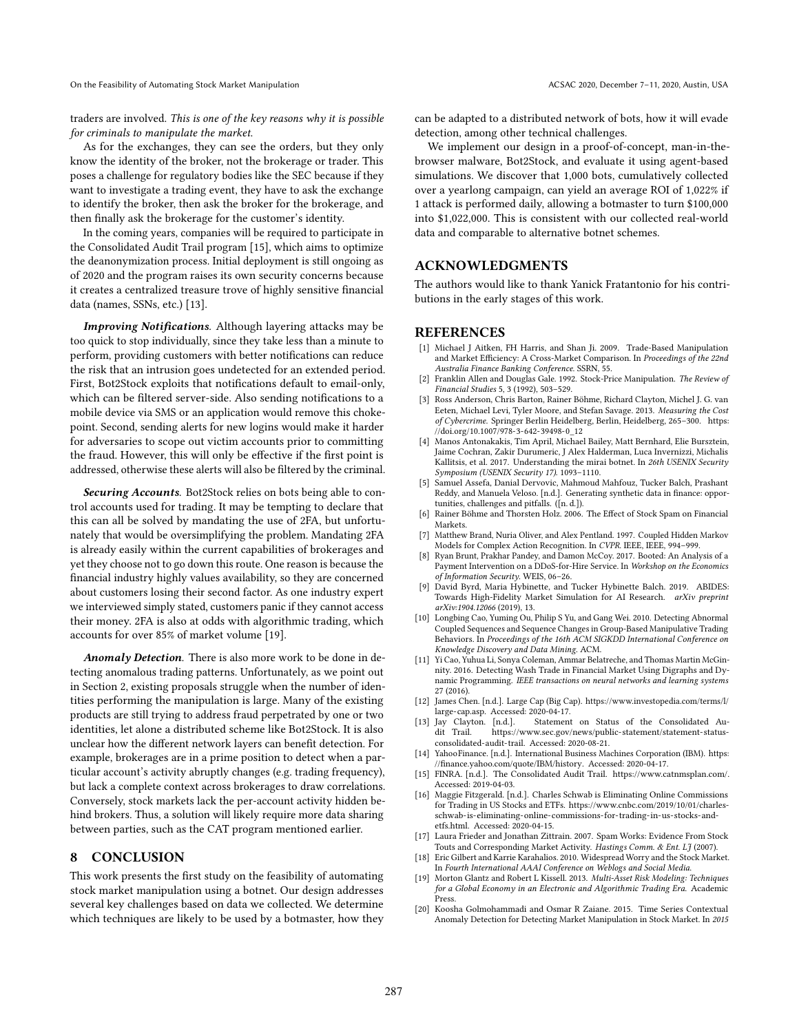traders are involved. *This is one of the key reasons why it is possible for criminals to manipulate the market.*

As for the exchanges, they can see the orders, but they only know the identity of the broker, not the brokerage or trader. This poses a challenge for regulatory bodies like the SEC because if they want to investigate a trading event, they have to ask the exchange to identify the broker, then ask the broker for the brokerage, and then finally ask the brokerage for the customer's identity.

In the coming years, companies will be required to participate in the Consolidated Audit Trail program [15], which aims to optimize the deanonymization process. Initial deployment is still ongoing as of 2020 and the program raises its own security concerns because it creates a centralized treasure trove of highly sensitive financial data (names, SSNs, etc.) [13].

***Improving Notifications.*** Although layering attacks may be too quick to stop individually, since they take less than a minute to perform, providing customers with better notifications can reduce the risk that an intrusion goes undetected for an extended period. First, Bot2Stock exploits that notifications default to email-only, which can be filtered server-side. Also sending notifications to a mobile device via SMS or an application would remove this chokepoint. Second, sending alerts for new logins would make it harder for adversaries to scope out victim accounts prior to committing the fraud. However, this will only be effective if the first point is addressed, otherwise these alerts will also be filtered by the criminal.

***Securing Accounts.*** Bot2Stock relies on bots being able to control accounts used for trading. It may be tempting to declare that this can all be solved by mandating the use of 2FA, but unfortunately that would be oversimplifying the problem. Mandating 2FA is already easily within the current capabilities of brokerages and yet they choose not to go down this route. One reason is because the financial industry highly values availability, so they are concerned about customers losing their second factor. As one industry expert we interviewed simply stated, customers panic if they cannot access their money. 2FA is also at odds with algorithmic trading, which accounts for over 85% of market volume [19].

***Anomaly Detection.*** There is also more work to be done in detecting anomalous trading patterns. Unfortunately, as we point out in Section 2, existing proposals struggle when the number of identities performing the manipulation is large. Many of the existing products are still trying to address fraud perpetrated by one or two identities, let alone a distributed scheme like Bot2Stock. It is also unclear how the different network layers can benefit detection. For example, brokerages are in a prime position to detect when a particular account's activity abruptly changes (e.g. trading frequency), but lack a complete context across brokerages to draw correlations. Conversely, stock markets lack the per-account activity hidden behind brokers. Thus, a solution will likely require more data sharing between parties, such as the CAT program mentioned earlier.

## 8 CONCLUSION

This work presents the first study on the feasibility of automating stock market manipulation using a botnet. Our design addresses several key challenges based on data we collected. We determine which techniques are likely to be used by a botmaster, how they can be adapted to a distributed network of bots, how it will evade detection, among other technical challenges.

We implement our design in a proof-of-concept, man-in-the-browser malware, Bot2Stock, and evaluate it using agent-based simulations. We discover that 1,000 bots, cumulatively collected over a yearlong campaign, can yield an average ROI of 1,022% if 1 attack is performed daily, allowing a botmaster to turn $100,000 into $1,022,000. This is consistent with our collected real-world data and comparable to alternative botnet schemes.

## ACKNOWLEDGMENTS

The authors would like to thank Yanick Fratantonio for his contributions in the early stages of this work.

## REFERENCES

[1] Michael J Aitken, FH Harris, and Shan Ji. 2009. Trade-Based Manipulation and Market Efficiency: A Cross-Market Comparison. In *Proceedings of the 22nd Australia Finance Banking Conference*. SSRN, 55.

[2] Franklin Allen and Douglas Gale. 1992. Stock-Price Manipulation. *The Review of Financial Studies* 5, 3 (1992), 503–529.

[3] Ross Anderson, Chris Barton, Rainer Böhme, Richard Clayton, Michel J. G. van Eeten, Michael Levi, Tyler Moore, and Stefan Savage. 2013. *Measuring the Cost of Cybercrime*. Springer Berlin Heidelberg, Berlin, Heidelberg, 265–300. https://doi.org/10.1007/978-3-642-39498-0_12

[4] Manos Antonakakis, Tim April, Michael Bailey, Matt Bernhard, Elie Bursztein, Jaime Cochran, Zakir Durumeric, J Alex Halderman, Luca Invernizzi, Michalis Kallitsis, et al. 2017. Understanding the mirai botnet. In *26th USENIX Security Symposium (USENIX Security 17)*. 1093–1110.

[5] Samuel Assefa, Danial Dervovic, Mahmoud Mahfouz, Tucker Balch, Prashant Reddy, and Manuela Veloso. [n.d.]. Generating synthetic data in finance: opportunities, challenges and pitfalls. ([n. d.]).

[6] Rainer Böhme and Thorsten Holz. 2006. The Effect of Stock Spam on Financial Markets.

[7] Matthew Brand, Nuria Oliver, and Alex Pentland. 1997. Coupled Hidden Markov Models for Complex Action Recognition. In *CVPR*. IEEE, IEEE, 994–999.

[8] Ryan Brunt, Prakhar Pandey, and Damon McCoy. 2017. Booted: An Analysis of a Payment Intervention on a DDoS-for-Hire Service. In *Workshop on the Economics of Information Security*. WEIS, 06–26.

[9] David Byrd, Maria Hybinette, and Tucker Hybinette Balch. 2019. ABIDES: Towards High-Fidelity Market Simulation for AI Research. *arXiv preprint arXiv:1904.12066* (2019), 13.

[10] Longbing Cao, Yuming Ou, Philip S Yu, and Gang Wei. 2010. Detecting Abnormal Coupled Sequences and Sequence Changes in Group-Based Manipulative Trading Behaviors. In *Proceedings of the 16th ACM SIGKDD International Conference on Knowledge Discovery and Data Mining*. ACM.

[11] Yi Cao, Yuhua Li, Sonya Coleman, Ammar Belatreche, and Thomas Martin McGinnity. 2016. Detecting Wash Trade in Financial Market Using Digraphs and Dynamic Programming. *IEEE transactions on neural networks and learning systems* 27 (2016).

[12] James Chen. [n.d.]. Large Cap (Big Cap). https://www.investopedia.com/terms/l/large-cap.asp. Accessed: 2020-04-17.

[13] Jay Clayton. [n.d.]. Statement on Status of the Consolidated Audit Trail. https://www.sec.gov/news/public-statement/statement-status-consolidated-audit-trail. Accessed: 2020-08-21.

[14] YahooFinance. [n.d.]. International Business Machines Corporation (IBM). https://finance.yahoo.com/quote/IBM/history. Accessed: 2020-04-17.

[15] FINRA. [n.d.]. The Consolidated Audit Trail. https://www.catnmsplan.com/. Accessed: 2019-04-03.

[16] Maggie Fitzgerald. [n.d.]. Charles Schwab is Eliminating Online Commissions for Trading in US Stocks and ETFs. https://www.cnbc.com/2019/10/01/charles-schwab-is-eliminating-online-commissions-for-trading-in-us-stocks-and-etfs.html. Accessed: 2020-04-15.

[17] Laura Frieder and Jonathan Zittrain. 2007. Spam Works: Evidence From Stock Touts and Corresponding Market Activity. *Hastings Comm. & Ent. LJ* (2007).

[18] Eric Gilbert and Karrie Karahalios. 2010. Widespread Worry and the Stock Market. In *Fourth International AAAI Conference on Weblogs and Social Media*.

[19] Morton Glantz and Robert L Kissell. 2013. *Multi-Asset Risk Modeling: Techniques for a Global Economy in an Electronic and Algorithmic Trading Era*. Academic Press.

[20] Koosha Golmohammadi and Osmar R Zaiane. 2015. Time Series Contextual Anomaly Detection for Detecting Market Manipulation in Stock Market. In *2015*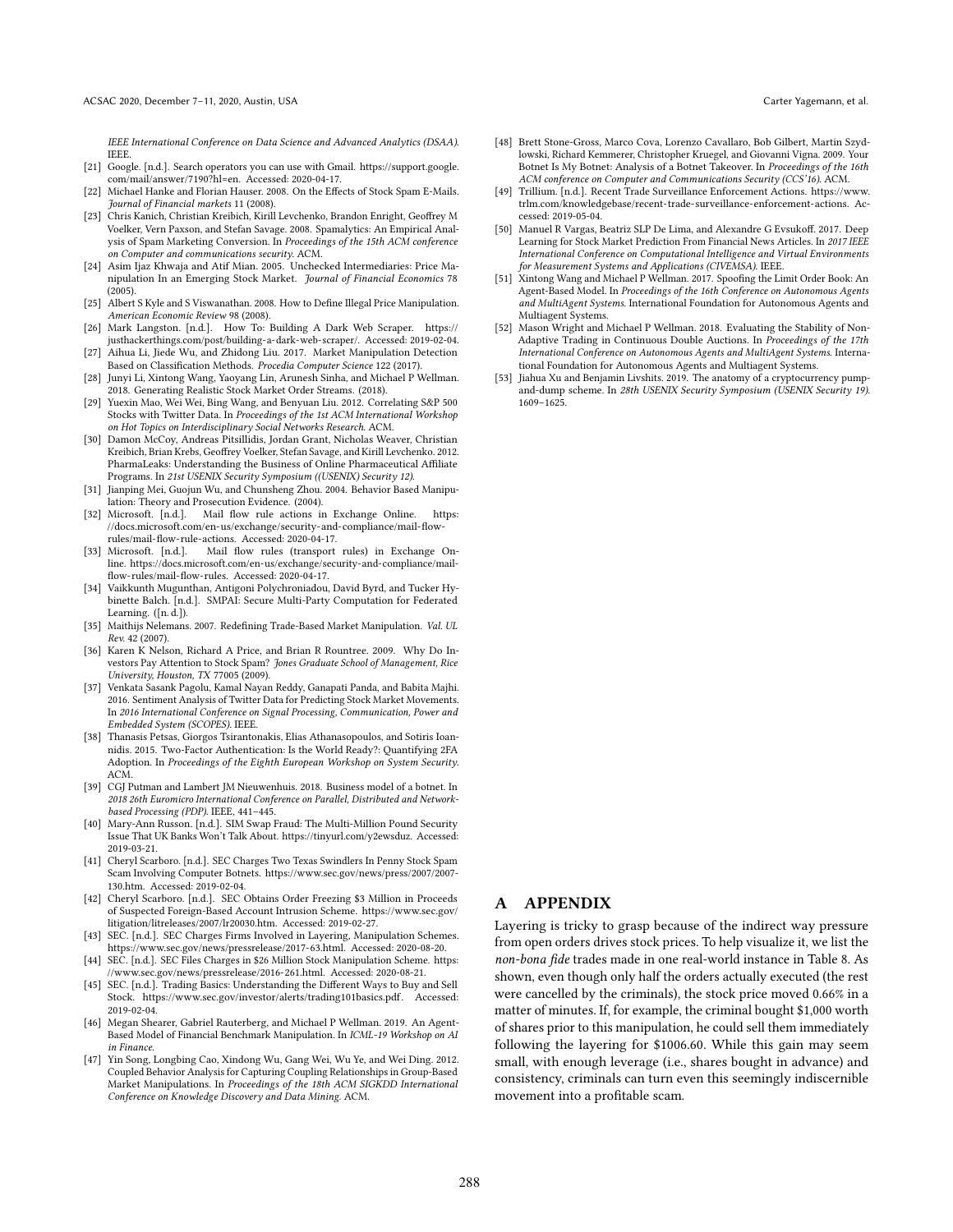IEEE International Conference on Data Science and Advanced Analytics (DSAA). IEEE.

- [21] Google. [n.d.]. Search operators you can use with Gmail. https://support.google.com/mail/answer/7190?hl=en. Accessed: 2020-04-17.
- [22] Michael Hanke and Florian Hauser. 2008. On the Effects of Stock Spam E-Mails. *Journal of Financial markets* 11 (2008).
- [23] Chris Kanich, Christian Kreibich, Kirill Levchenko, Brandon Enright, Geoffrey M Voelker, Vern Paxson, and Stefan Savage. 2008. Spamalytics: An Empirical Analysis of Spam Marketing Conversion. In *Proceedings of the 15th ACM conference on Computer and communications security*. ACM.
- [24] Asim Ijaz Khwaja and Atif Mian. 2005. Unchecked Intermediaries: Price Manipulation In an Emerging Stock Market. *Journal of Financial Economics* 78 (2005).
- [25] Albert S Kyle and S Viswanathan. 2008. How to Define Illegal Price Manipulation. *American Economic Review* 98 (2008).
- [26] Mark Langston. [n.d.]. How To: Building A Dark Web Scraper. https://justhackerthings.com/post/building-a-dark-web-scraper/. Accessed: 2019-02-04.
- [27] Aihua Li, Jiede Wu, and Zhidong Liu. 2017. Market Manipulation Detection Based on Classification Methods. *Procedia Computer Science* 122 (2017).
- [28] Junyi Li, Xintong Wang, Yaoyang Lin, Arunesh Sinha, and Michael P Wellman. 2018. Generating Realistic Stock Market Order Streams. (2018).
- [29] Yuexin Mao, Wei Wei, Bing Wang, and Benyuan Liu. 2012. Correlating S&P 500 Stocks with Twitter Data. In *Proceedings of the 1st ACM International Workshop on Hot Topics on Interdisciplinary Social Networks Research*. ACM.
- [30] Damon McCoy, Andreas Pitsillidis, Jordan Grant, Nicholas Weaver, Christian Kreibich, Brian Krebs, Geoffrey Voelker, Stefan Savage, and Kirill Levchenko. 2012. PharmaLeaks: Understanding the Business of Online Pharmaceutical Affiliate Programs. In *21st USENIX Security Symposium ((USENIX) Security 12)*.
- [31] Jianping Mei, Guojun Wu, and Chunsheng Zhou. 2004. Behavior Based Manipulation: Theory and Prosecution Evidence. (2004).
- [32] Microsoft. [n.d.]. Mail flow rule actions in Exchange Online. https://docs.microsoft.com/en-us/exchange/security-and-compliance/mail-flow-rules/mail-flow-rule-actions. Accessed: 2020-04-17.
- [33] Microsoft. [n.d.]. Mail flow rules (transport rules) in Exchange Online. https://docs.microsoft.com/en-us/exchange/security-and-compliance/mail-flow-rules/mail-flow-rules. Accessed: 2020-04-17.
- [34] Vaikkunth Mugunthan, Antigoni Polychroniadou, David Byrd, and Tucker Hybinette Balch. [n.d.]. SMPAI: Secure Multi-Party Computation for Federated Learning. ([n. d.]).
- [35] Maithijs Nelemans. 2007. Redefining Trade-Based Market Manipulation. *Val. UL Rev.* 42 (2007).
- [36] Karen K Nelson, Richard A Price, and Brian R Rountree. 2009. Why Do Investors Pay Attention to Stock Spam? *Jones Graduate School of Management, Rice University, Houston, TX* 77005 (2009).
- [37] Venkata Sasank Pagolu, Kamal Nayan Reddy, Ganapati Panda, and Babita Majhi. 2016. Sentiment Analysis of Twitter Data for Predicting Stock Market Movements. In *2016 International Conference on Signal Processing, Communication, Power and Embedded System (SCOPES)*. IEEE.
- [38] Thanasis Petsas, Giorgos Tsirantonakis, Elias Athanasopoulos, and Sotiris Ioannidis. 2015. Two-Factor Authentication: Is the World Ready?: Quantifying 2FA Adoption. In *Proceedings of the Eighth European Workshop on System Security*. ACM.
- [39] CGJ Putman and Lambert JM Nieuwenhuis. 2018. Business model of a botnet. In *2018 26th Euromicro International Conference on Parallel, Distributed and Network-based Processing (PDP)*. IEEE, 441–445.
- [40] Mary-Ann Russon. [n.d.]. SIM Swap Fraud: The Multi-Million Pound Security Issue That UK Banks Won't Talk About. https://tinyurl.com/y2ewsduz. Accessed: 2019-03-21.
- [41] Cheryl Scarboro. [n.d.]. SEC Charges Two Texas Swindlers In Penny Stock Spam Scam Involving Computer Botnets. https://www.sec.gov/news/press/2007/2007-130.htm. Accessed: 2019-02-04.
- [42] Cheryl Scarboro. [n.d.]. SEC Obtains Order Freezing $3 Million in Proceeds of Suspected Foreign-Based Account Intrusion Scheme. https://www.sec.gov/litigation/litreleases/2007/lr20030.htm. Accessed: 2019-02-27.
- [43] SEC. [n.d.]. SEC Charges Firms Involved in Layering, Manipulation Schemes. https://www.sec.gov/news/pressrelease/2017-63.html. Accessed: 2020-08-20.
- [44] SEC. [n.d.]. SEC Files Charges in $26 Million Stock Manipulation Scheme. https://www.sec.gov/news/pressrelease/2016-261.html. Accessed: 2020-08-21.
- [45] SEC. [n.d.]. Trading Basics: Understanding the Different Ways to Buy and Sell Stock. https://www.sec.gov/investor/alerts/trading101basics.pdf. Accessed: 2019-02-04.
- [46] Megan Shearer, Gabriel Rauterberg, and Michael P Wellman. 2019. An Agent-Based Model of Financial Benchmark Manipulation. In *ICML-19 Workshop on AI in Finance*.
- [47] Yin Song, Longbing Cao, Xindong Wu, Gang Wei, Wu Ye, and Wei Ding. 2012. Coupled Behavior Analysis for Capturing Coupling Relationships in Group-Based Market Manipulations. In *Proceedings of the 18th ACM SIGKDD International Conference on Knowledge Discovery and Data Mining*. ACM.
- [48] Brett Stone-Gross, Marco Cova, Lorenzo Cavallaro, Bob Gilbert, Martin Szydlowski, Richard Kemmerer, Christopher Kruegel, and Giovanni Vigna. 2009. Your Botnet Is My Botnet: Analysis of a Botnet Takeover. In *Proceedings of the 16th ACM conference on Computer and Communications Security (CCS'16)*. ACM.
- [49] Trillium. [n.d.]. Recent Trade Surveillance Enforcement Actions. https://www.trlm.com/knowledgebase/recent-trade-surveillance-enforcement-actions. Accessed: 2019-05-04.
- [50] Manuel R Vargas, Beatriz SLP De Lima, and Alexandre G Evsukoff. 2017. Deep Learning for Stock Market Prediction From Financial News Articles. In *2017 IEEE International Conference on Computational Intelligence and Virtual Environments for Measurement Systems and Applications (CIVEMSA)*. IEEE.
- [51] Xintong Wang and Michael P Wellman. 2017. Spoofing the Limit Order Book: An Agent-Based Model. In *Proceedings of the 16th Conference on Autonomous Agents and MultiAgent Systems*. International Foundation for Autonomous Agents and Multiagent Systems.
- [52] Mason Wright and Michael P Wellman. 2018. Evaluating the Stability of Non-Adaptive Trading in Continuous Double Auctions. In *Proceedings of the 17th International Conference on Autonomous Agents and MultiAgent Systems*. International Foundation for Autonomous Agents and Multiagent Systems.
- [53] Jiahua Xu and Benjamin Livshits. 2019. The anatomy of a cryptocurrency pump-and-dump scheme. In *28th USENIX Security Symposium (USENIX Security 19)*. 1609–1625.

# A APPENDIX

Layering is tricky to grasp because of the indirect way pressure from open orders drives stock prices. To help visualize it, we list the *non-bona fide* trades made in one real-world instance in Table 8. As shown, even though only half the orders actually executed (the rest were cancelled by the criminals), the stock price moved 0.66% in a matter of minutes. If, for example, the criminal bought $1,000 worth of shares prior to this manipulation, he could sell them immediately following the layering for $1006.60. While this gain may seem small, with enough leverage (i.e., shares bought in advance) and consistency, criminals can turn even this seemingly indiscernible movement into a profitable scam.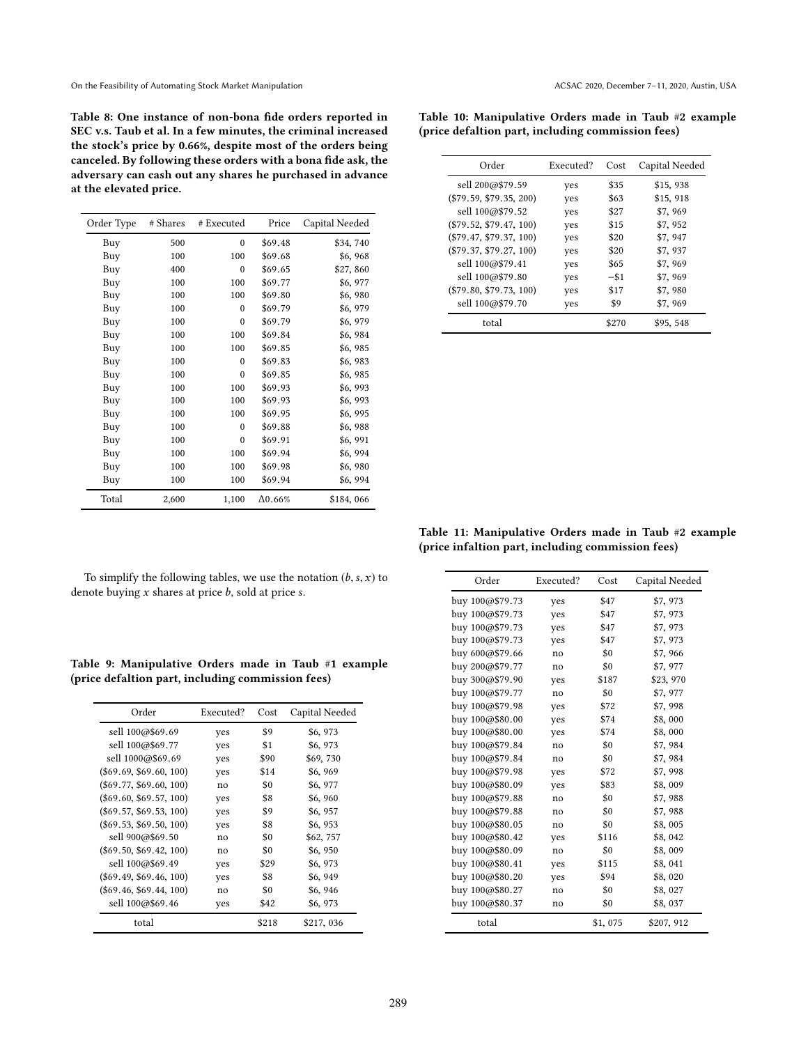**Table 8: One instance of non-bona fide orders reported in SEC v.s. Taub et al. In a few minutes, the criminal increased the stock's price by 0.66%, despite most of the orders being canceled. By following these orders with a bona fide ask, the adversary can cash out any shares he purchased in advance at the elevated price.**

| Order Type | # Shares | # Executed | Price | Capital Needed |
|---|---|---|---|---|
| Buy | 500 | 0 | \$69.48 | \$34, 740 |
| Buy | 100 | 100 | \$69.68 | \$6, 968 |
| Buy | 400 | 0 | \$69.65 | \$27, 860 |
| Buy | 100 | 100 | \$69.77 | \$6, 977 |
| Buy | 100 | 100 | \$69.80 | \$6, 980 |
| Buy | 100 | 0 | \$69.79 | \$6, 979 |
| Buy | 100 | 0 | \$69.79 | \$6, 979 |
| Buy | 100 | 100 | \$69.84 | \$6, 984 |
| Buy | 100 | 100 | \$69.85 | \$6, 985 |
| Buy | 100 | 0 | \$69.83 | \$6, 983 |
| Buy | 100 | 0 | \$69.85 | \$6, 985 |
| Buy | 100 | 100 | \$69.93 | \$6, 993 |
| Buy | 100 | 100 | \$69.93 | \$6, 993 |
| Buy | 100 | 100 | \$69.95 | \$6, 995 |
| Buy | 100 | 0 | \$69.88 | \$6, 988 |
| Buy | 100 | 0 | \$69.91 | \$6, 991 |
| Buy | 100 | 100 | \$69.94 | \$6, 994 |
| Buy | 100 | 100 | \$69.98 | \$6, 980 |
| Buy | 100 | 100 | \$69.94 | \$6, 994 |
| Total | 2,600 | 1,100 | $\Delta$0.66% | \$184, 066 |

To simplify the following tables, we use the notation $(b, s, x)$ to denote buying $x$ shares at price $b$, sold at price $s$.

**Table 9: Manipulative Orders made in Taub #1 example (price defaltion part, including commission fees)**

| Order | Executed? | Cost | Capital Needed |
|---|---|---|---|
| sell 100@\$69.69 | yes | \$9 | \$6, 973 |
| sell 100@\$69.77 | yes | \$1 | \$6, 973 |
| sell 1000@\$69.69 | yes | \$90 | \$69, 730 |
| (\$69.69, \$69.60, 100) | yes | \$14 | \$6, 969 |
| (\$69.77, \$69.60, 100) | no | \$0 | \$6, 977 |
| (\$69.60, \$69.57, 100) | yes | \$8 | \$6, 960 |
| (\$69.57, \$69.53, 100) | yes | \$9 | \$6, 957 |
| (\$69.53, \$69.50, 100) | yes | \$8 | \$6, 953 |
| sell 900@\$69.50 | no | \$0 | \$62, 757 |
| (\$69.50, \$69.42, 100) | no | \$0 | \$6, 950 |
| sell 100@\$69.49 | yes | \$29 | \$6, 973 |
| (\$69.49, \$69.46, 100) | yes | \$8 | \$6, 949 |
| (\$69.46, \$69.44, 100) | no | \$0 | \$6, 946 |
| sell 100@\$69.46 | yes | \$42 | \$6, 973 |
| total | | \$218 | \$217, 036 |

**Table 10: Manipulative Orders made in Taub #2 example (price defaltion part, including commission fees)**

| Order | Executed? | Cost | Capital Needed |
|---|---|---|---|
| sell 200@\$79.59 | yes | \$35 | \$15, 938 |
| (\$79.59, \$79.35, 200) | yes | \$63 | \$15, 918 |
| sell 100@\$79.52 | yes | \$27 | \$7, 969 |
| (\$79.52, \$79.47, 100) | yes | \$15 | \$7, 952 |
| (\$79.47, \$79.37, 100) | yes | \$20 | \$7, 947 |
| (\$79.37, \$79.27, 100) | yes | \$20 | \$7, 937 |
| sell 100@\$79.41 | yes | \$65 | \$7, 969 |
| sell 100@\$79.80 | yes | −\$1 | \$7, 969 |
| (\$79.80, \$79.73, 100) | yes | \$17 | \$7, 980 |
| sell 100@\$79.70 | yes | \$9 | \$7, 969 |
| total | | \$270 | \$95, 548 |

**Table 11: Manipulative Orders made in Taub #2 example (price infaltion part, including commission fees)**

| Order | Executed? | Cost | Capital Needed |
|---|---|---|---|
| buy 100@\$79.73 | yes | \$47 | \$7, 973 |
| buy 100@\$79.73 | yes | \$47 | \$7, 973 |
| buy 100@\$79.73 | yes | \$47 | \$7, 973 |
| buy 100@\$79.73 | yes | \$47 | \$7, 973 |
| buy 600@\$79.66 | no | \$0 | \$7, 966 |
| buy 200@\$79.77 | no | \$0 | \$7, 977 |
| buy 300@\$79.90 | yes | \$187 | \$23, 970 |
| buy 100@\$79.77 | no | \$0 | \$7, 977 |
| buy 100@\$79.98 | yes | \$72 | \$7, 998 |
| buy 100@\$80.00 | yes | \$74 | \$8, 000 |
| buy 100@\$80.00 | yes | \$74 | \$8, 000 |
| buy 100@\$79.84 | no | \$0 | \$7, 984 |
| buy 100@\$79.84 | no | \$0 | \$7, 984 |
| buy 100@\$79.98 | yes | \$72 | \$7, 998 |
| buy 100@\$80.09 | yes | \$83 | \$8, 009 |
| buy 100@\$79.88 | no | \$0 | \$7, 988 |
| buy 100@\$79.88 | no | \$0 | \$7, 988 |
| buy 100@\$80.05 | no | \$0 | \$8, 005 |
| buy 100@\$80.42 | yes | \$116 | \$8, 042 |
| buy 100@\$80.09 | no | \$0 | \$8, 009 |
| buy 100@\$80.41 | yes | \$115 | \$8, 041 |
| buy 100@\$80.20 | yes | \$94 | \$8, 020 |
| buy 100@\$80.27 | no | \$0 | \$8, 027 |
| buy 100@\$80.37 | no | \$0 | \$8, 037 |
| total | | \$1, 075 | \$207, 912 |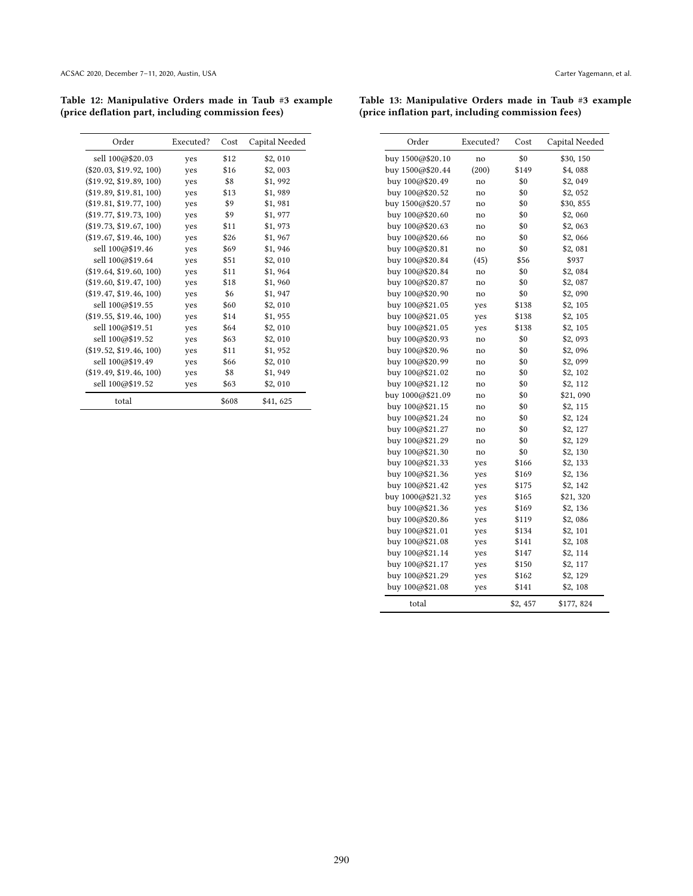**Table 12: Manipulative Orders made in Taub #3 example (price deflation part, including commission fees)**

| Order | Executed? | Cost | Capital Needed |
|---|---|---|---|
| sell 100@$20.03 | yes | $12 | $2, 010 |
| ($20.03, $19.92, 100) | yes | $16 | $2, 003 |
| ($19.92, $19.89, 100) | yes | $8 | $1, 992 |
| ($19.89, $19.81, 100) | yes | $13 | $1, 989 |
| ($19.81, $19.77, 100) | yes | $9 | $1, 981 |
| ($19.77, $19.73, 100) | yes | $9 | $1, 977 |
| ($19.73, $19.67, 100) | yes | $11 | $1, 973 |
| ($19.67, $19.46, 100) | yes | $26 | $1, 967 |
| sell 100@$19.46 | yes | $69 | $1, 946 |
| sell 100@$19.64 | yes | $51 | $2, 010 |
| ($19.64, $19.60, 100) | yes | $11 | $1, 964 |
| ($19.60, $19.47, 100) | yes | $18 | $1, 960 |
| ($19.47, $19.46, 100) | yes | $6 | $1, 947 |
| sell 100@$19.55 | yes | $60 | $2, 010 |
| ($19.55, $19.46, 100) | yes | $14 | $1, 955 |
| sell 100@$19.51 | yes | $64 | $2, 010 |
| sell 100@$19.52 | yes | $63 | $2, 010 |
| ($19.52, $19.46, 100) | yes | $11 | $1, 952 |
| sell 100@$19.49 | yes | $66 | $2, 010 |
| ($19.49, $19.46, 100) | yes | $8 | $1, 949 |
| sell 100@$19.52 | yes | $63 | $2, 010 |
| total | | $608 | $41, 625 |

**Table 13: Manipulative Orders made in Taub #3 example (price inflation part, including commission fees)**

| Order | Executed? | Cost | Capital Needed |
|---|---|---|---|
| buy 1500@$20.10 | no | $0 | $30, 150 |
| buy 1500@$20.44 | (200) | $149 | $4, 088 |
| buy 100@$20.49 | no | $0 | $2, 049 |
| buy 100@$20.52 | no | $0 | $2, 052 |
| buy 1500@$20.57 | no | $0 | $30, 855 |
| buy 100@$20.60 | no | $0 | $2, 060 |
| buy 100@$20.63 | no | $0 | $2, 063 |
| buy 100@$20.66 | no | $0 | $2, 066 |
| buy 100@$20.81 | no | $0 | $2, 081 |
| buy 100@$20.84 | (45) | $56 | $937 |
| buy 100@$20.84 | no | $0 | $2, 084 |
| buy 100@$20.87 | no | $0 | $2, 087 |
| buy 100@$20.90 | no | $0 | $2, 090 |
| buy 100@$21.05 | yes | $138 | $2, 105 |
| buy 100@$21.05 | yes | $138 | $2, 105 |
| buy 100@$21.05 | yes | $138 | $2, 105 |
| buy 100@$20.93 | no | $0 | $2, 093 |
| buy 100@$20.96 | no | $0 | $2, 096 |
| buy 100@$20.99 | no | $0 | $2, 099 |
| buy 100@$21.02 | no | $0 | $2, 102 |
| buy 100@$21.12 | no | $0 | $2, 112 |
| buy 1000@$21.09 | no | $0 | $21, 090 |
| buy 100@$21.15 | no | $0 | $2, 115 |
| buy 100@$21.24 | no | $0 | $2, 124 |
| buy 100@$21.27 | no | $0 | $2, 127 |
| buy 100@$21.29 | no | $0 | $2, 129 |
| buy 100@$21.30 | no | $0 | $2, 130 |
| buy 100@$21.33 | yes | $166 | $2, 133 |
| buy 100@$21.36 | yes | $169 | $2, 136 |
| buy 100@$21.42 | yes | $175 | $2, 142 |
| buy 1000@$21.32 | yes | $165 | $21, 320 |
| buy 100@$21.36 | yes | $169 | $2, 136 |
| buy 100@$20.86 | yes | $119 | $2, 086 |
| buy 100@$21.01 | yes | $134 | $2, 101 |
| buy 100@$21.08 | yes | $141 | $2, 108 |
| buy 100@$21.14 | yes | $147 | $2, 114 |
| buy 100@$21.17 | yes | $150 | $2, 117 |
| buy 100@$21.29 | yes | $162 | $2, 129 |
| buy 100@$21.08 | yes | $141 | $2, 108 |
| total | | $2, 457 | $177, 824 |